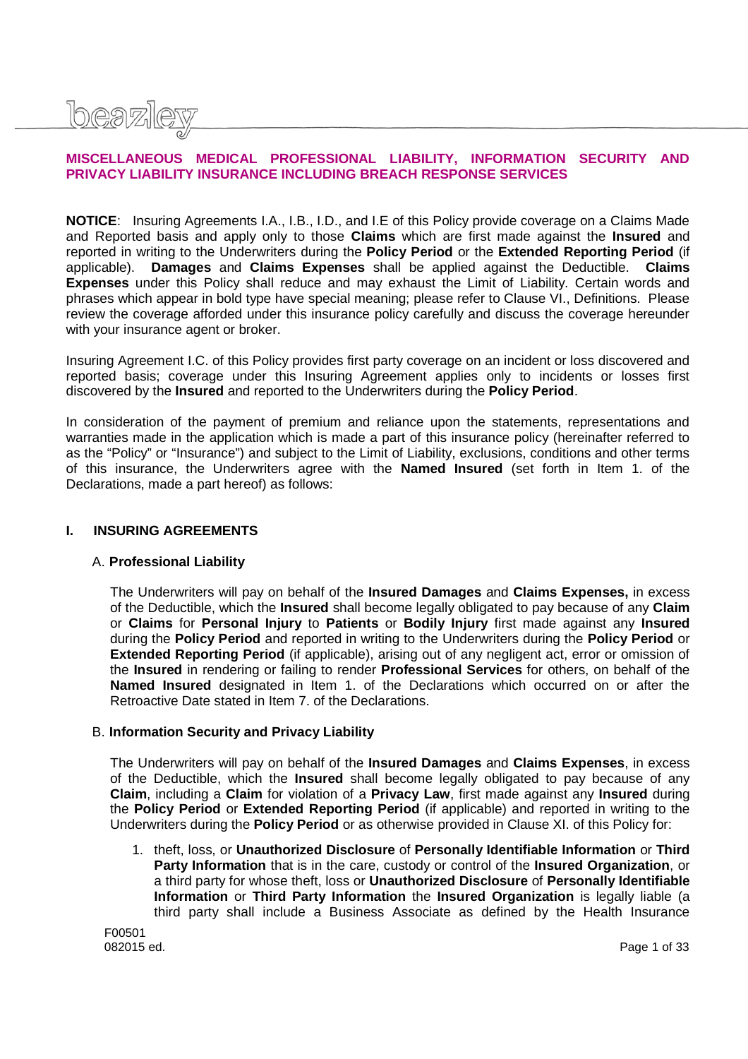beazley

## MISCELLANEOUS MEDICAL PROFESSIONAL LIABILITY, INFORMATION SECURITY AND PRIVACY LIABILITY INSURANCE INCLUDING BREACH RESPONSE SERVICES

**NOTICE**: Insuring Agreements I.A., I.B., I.D., and I.E of this Policy provide coverage on a Claims Made and Reported basis and apply only to those **Claims** which are first made against the **Insured** and reported in writing to the Underwriters during the **Policy Period** or the **Extended Reporting Period** (if applicable). **Damages** and **Claims Expenses** shall be applied against the Deductible. **Claims Expenses** under this Policy shall reduce and may exhaust the Limit of Liability. Certain words and phrases which appear in bold type have special meaning; please refer to Clause VI., Definitions. Please review the coverage afforded under this insurance policy carefully and discuss the coverage hereunder with your insurance agent or broker.

Insuring Agreement I.C. of this Policy provides first party coverage on an incident or loss discovered and reported basis; coverage under this Insuring Agreement applies only to incidents or losses first discovered by the **Insured** and reported to the Underwriters during the **Policy Period**.

In consideration of the payment of premium and reliance upon the statements, representations and warranties made in the application which is made a part of this insurance policy (hereinafter referred to as the "Policy" or "Insurance") and subject to the Limit of Liability, exclusions, conditions and other terms of this insurance, the Underwriters agree with the **Named Insured** (set forth in Item 1. of the Declarations, made a part hereof) as follows:

### I. INSURING AGREEMENTS

#### A. Professional Liability

The Underwriters will pay on behalf of the **Insured Damages** and **Claims Expenses,** in excess of the Deductible, which the **Insured** shall become legally obligated to pay because of any **Claim** or **Claims** for **Personal Injury** to **Patients** or **Bodily Injury** first made against any **Insured** during the **Policy Period** and reported in writing to the Underwriters during the **Policy Period** or **Extended Reporting Period** (if applicable), arising out of any negligent act, error or omission of the **Insured** in rendering or failing to render **Professional Services** for others, on behalf of the **Named Insured** designated in Item 1. of the Declarations which occurred on or after the Retroactive Date stated in Item 7. of the Declarations.

#### B. Information Security and Privacy Liability

The Underwriters will pay on behalf of the **Insured Damages** and **Claims Expenses**, in excess of the Deductible, which the **Insured** shall become legally obligated to pay because of any **Claim**, including a **Claim** for violation of a **Privacy Law**, first made against any **Insured** during the **Policy Period** or **Extended Reporting Period** (if applicable) and reported in writing to the Underwriters during the **Policy Period** or as otherwise provided in Clause XI. of this Policy for:

1. theft, loss, or **Unauthorized Disclosure** of **Personally Identifiable Information** or **Third Party Information** that is in the care, custody or control of the **Insured Organization**, or a third party for whose theft, loss or **Unauthorized Disclosure** of **Personally Identifiable Information** or **Third Party Information** the **Insured Organization** is legally liable (a third party shall include a Business Associate as defined by the Health Insurance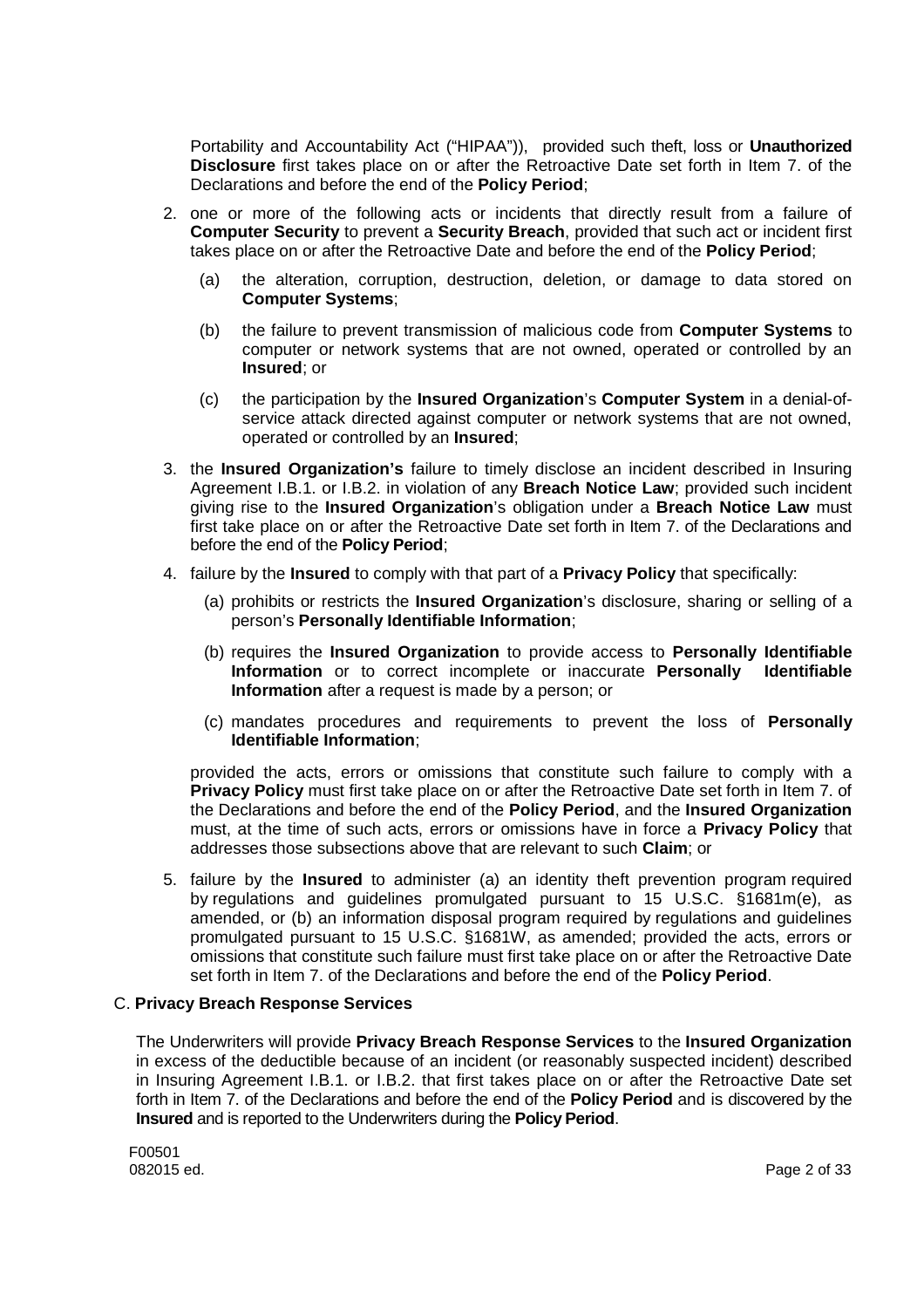Portability and Accountability Act ("HIPAA")), provided such theft, loss or **Unauthorized Disclosure** first takes place on or after the Retroactive Date set forth in Item 7. of the Declarations and before the end of the **Policy Period**;

2. one or more of the following acts or incidents that directly result from a failure of **Computer Security** to prevent a **Security Breach**, provided that such act or incident first takes place on or after the Retroactive Date and before the end of the **Policy Period**;

   (a) the alteration, corruption, destruction, deletion, or damage to data stored on **Computer Systems**;

   (b) the failure to prevent transmission of malicious code from **Computer Systems** to computer or network systems that are not owned, operated or controlled by an **Insured**; or

   (c) the participation by the **Insured Organization**'s **Computer System** in a denial-of-service attack directed against computer or network systems that are not owned, operated or controlled by an **Insured**;

3. the **Insured Organization's** failure to timely disclose an incident described in Insuring Agreement I.B.1. or I.B.2. in violation of any **Breach Notice Law**; provided such incident giving rise to the **Insured Organization**'s obligation under a **Breach Notice Law** must first take place on or after the Retroactive Date set forth in Item 7. of the Declarations and before the end of the **Policy Period**;

4. failure by the **Insured** to comply with that part of a **Privacy Policy** that specifically:

   (a) prohibits or restricts the **Insured Organization**'s disclosure, sharing or selling of a person's **Personally Identifiable Information**;

   (b) requires the **Insured Organization** to provide access to **Personally Identifiable Information** or to correct incomplete or inaccurate **Personally Identifiable Information** after a request is made by a person; or

   (c) mandates procedures and requirements to prevent the loss of **Personally Identifiable Information**;

   provided the acts, errors or omissions that constitute such failure to comply with a **Privacy Policy** must first take place on or after the Retroactive Date set forth in Item 7. of the Declarations and before the end of the **Policy Period**, and the **Insured Organization** must, at the time of such acts, errors or omissions have in force a **Privacy Policy** that addresses those subsections above that are relevant to such **Claim**; or

5. failure by the **Insured** to administer (a) an identity theft prevention program required by regulations and guidelines promulgated pursuant to 15 U.S.C. §1681m(e), as amended, or (b) an information disposal program required by regulations and guidelines promulgated pursuant to 15 U.S.C. §1681W, as amended; provided the acts, errors or omissions that constitute such failure must first take place on or after the Retroactive Date set forth in Item 7. of the Declarations and before the end of the **Policy Period**.

C. **Privacy Breach Response Services**

The Underwriters will provide **Privacy Breach Response Services** to the **Insured Organization** in excess of the deductible because of an incident (or reasonably suspected incident) described in Insuring Agreement I.B.1. or I.B.2. that first takes place on or after the Retroactive Date set forth in Item 7. of the Declarations and before the end of the **Policy Period** and is discovered by the **Insured** and is reported to the Underwriters during the **Policy Period**.

F00501
082015 ed.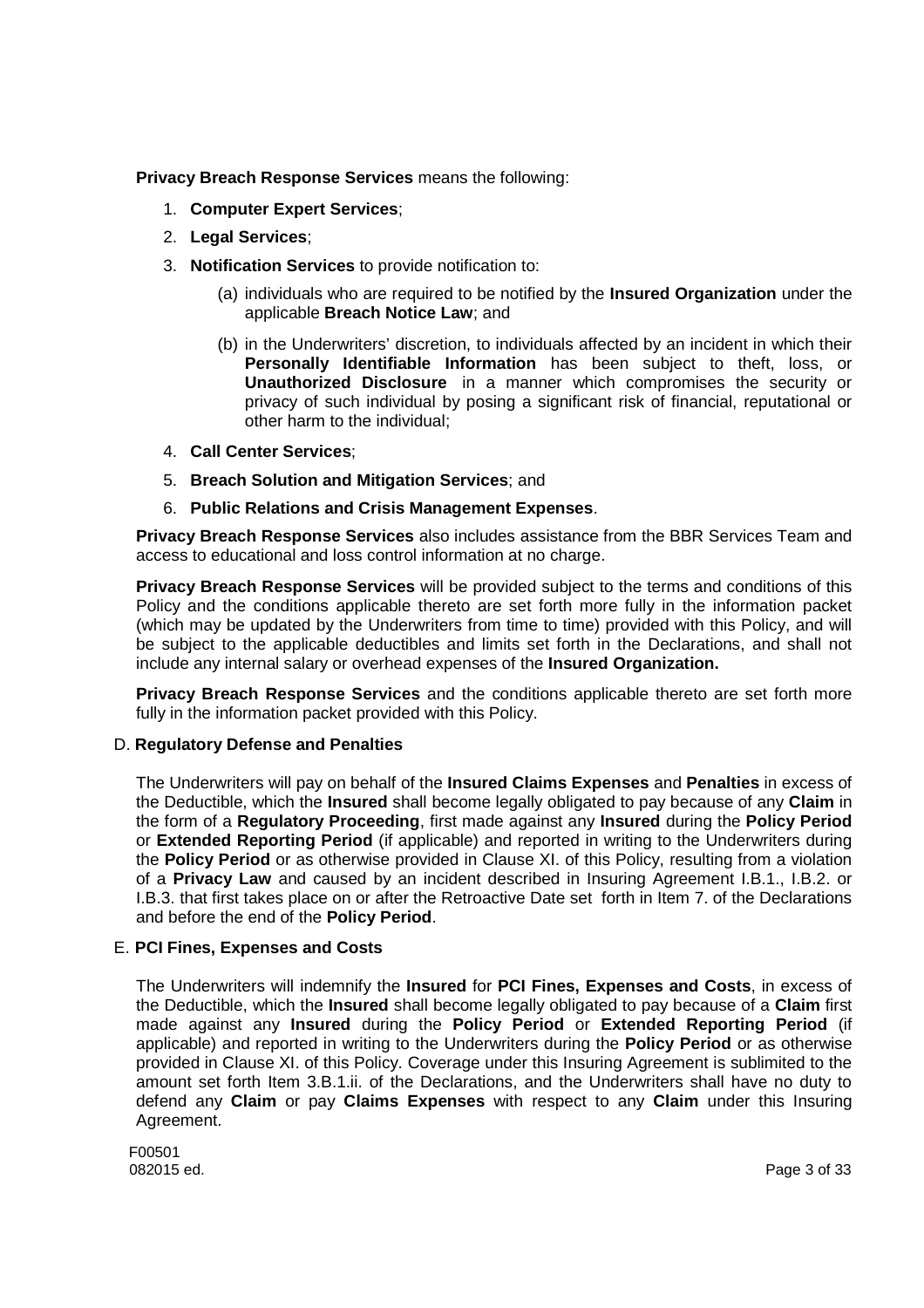**Privacy Breach Response Services** means the following:

1. **Computer Expert Services**;
2. **Legal Services**;
3. **Notification Services** to provide notification to:
   (a) individuals who are required to be notified by the **Insured Organization** under the applicable **Breach Notice Law**; and
   (b) in the Underwriters' discretion, to individuals affected by an incident in which their **Personally Identifiable Information** has been subject to theft, loss, or **Unauthorized Disclosure** in a manner which compromises the security or privacy of such individual by posing a significant risk of financial, reputational or other harm to the individual;
4. **Call Center Services**;
5. **Breach Solution and Mitigation Services**; and
6. **Public Relations and Crisis Management Expenses**.

**Privacy Breach Response Services** also includes assistance from the BBR Services Team and access to educational and loss control information at no charge.

**Privacy Breach Response Services** will be provided subject to the terms and conditions of this Policy and the conditions applicable thereto are set forth more fully in the information packet (which may be updated by the Underwriters from time to time) provided with this Policy, and will be subject to the applicable deductibles and limits set forth in the Declarations, and shall not include any internal salary or overhead expenses of the **Insured Organization.**

**Privacy Breach Response Services** and the conditions applicable thereto are set forth more fully in the information packet provided with this Policy.

D. **Regulatory Defense and Penalties**

The Underwriters will pay on behalf of the **Insured Claims Expenses** and **Penalties** in excess of the Deductible, which the **Insured** shall become legally obligated to pay because of any **Claim** in the form of a **Regulatory Proceeding**, first made against any **Insured** during the **Policy Period** or **Extended Reporting Period** (if applicable) and reported in writing to the Underwriters during the **Policy Period** or as otherwise provided in Clause XI. of this Policy, resulting from a violation of a **Privacy Law** and caused by an incident described in Insuring Agreement I.B.1., I.B.2. or I.B.3. that first takes place on or after the Retroactive Date set forth in Item 7. of the Declarations and before the end of the **Policy Period**.

E. **PCI Fines, Expenses and Costs**

The Underwriters will indemnify the **Insured** for **PCI Fines, Expenses and Costs**, in excess of the Deductible, which the **Insured** shall become legally obligated to pay because of a **Claim** first made against any **Insured** during the **Policy Period** or **Extended Reporting Period** (if applicable) and reported in writing to the Underwriters during the **Policy Period** or as otherwise provided in Clause XI. of this Policy. Coverage under this Insuring Agreement is sublimited to the amount set forth Item 3.B.1.ii. of the Declarations, and the Underwriters shall have no duty to defend any **Claim** or pay **Claims Expenses** with respect to any **Claim** under this Insuring Agreement.

F00501
082015 ed.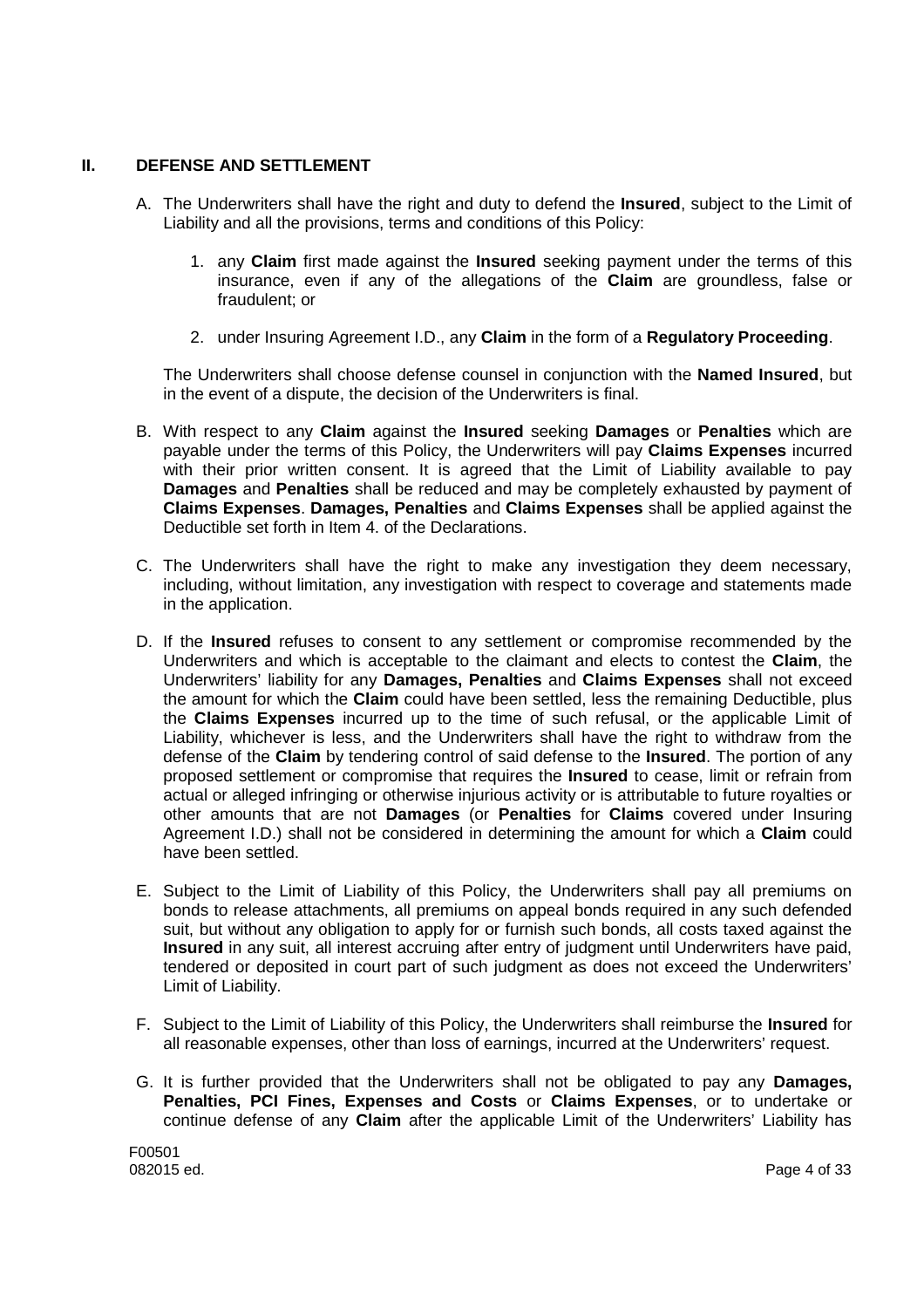## II. DEFENSE AND SETTLEMENT

A. The Underwriters shall have the right and duty to defend the **Insured**, subject to the Limit of Liability and all the provisions, terms and conditions of this Policy:

   1. any **Claim** first made against the **Insured** seeking payment under the terms of this insurance, even if any of the allegations of the **Claim** are groundless, false or fraudulent; or

   2. under Insuring Agreement I.D., any **Claim** in the form of a **Regulatory Proceeding**.

   The Underwriters shall choose defense counsel in conjunction with the **Named Insured**, but in the event of a dispute, the decision of the Underwriters is final.

B. With respect to any **Claim** against the **Insured** seeking **Damages** or **Penalties** which are payable under the terms of this Policy, the Underwriters will pay **Claims Expenses** incurred with their prior written consent. It is agreed that the Limit of Liability available to pay **Damages** and **Penalties** shall be reduced and may be completely exhausted by payment of **Claims Expenses**. **Damages, Penalties** and **Claims Expenses** shall be applied against the Deductible set forth in Item 4. of the Declarations.

C. The Underwriters shall have the right to make any investigation they deem necessary, including, without limitation, any investigation with respect to coverage and statements made in the application.

D. If the **Insured** refuses to consent to any settlement or compromise recommended by the Underwriters and which is acceptable to the claimant and elects to contest the **Claim**, the Underwriters' liability for any **Damages, Penalties** and **Claims Expenses** shall not exceed the amount for which the **Claim** could have been settled, less the remaining Deductible, plus the **Claims Expenses** incurred up to the time of such refusal, or the applicable Limit of Liability, whichever is less, and the Underwriters shall have the right to withdraw from the defense of the **Claim** by tendering control of said defense to the **Insured**. The portion of any proposed settlement or compromise that requires the **Insured** to cease, limit or refrain from actual or alleged infringing or otherwise injurious activity or is attributable to future royalties or other amounts that are not **Damages** (or **Penalties** for **Claims** covered under Insuring Agreement I.D.) shall not be considered in determining the amount for which a **Claim** could have been settled.

E. Subject to the Limit of Liability of this Policy, the Underwriters shall pay all premiums on bonds to release attachments, all premiums on appeal bonds required in any such defended suit, but without any obligation to apply for or furnish such bonds, all costs taxed against the **Insured** in any suit, all interest accruing after entry of judgment until Underwriters have paid, tendered or deposited in court part of such judgment as does not exceed the Underwriters' Limit of Liability.

F. Subject to the Limit of Liability of this Policy, the Underwriters shall reimburse the **Insured** for all reasonable expenses, other than loss of earnings, incurred at the Underwriters' request.

G. It is further provided that the Underwriters shall not be obligated to pay any **Damages, Penalties, PCI Fines, Expenses and Costs** or **Claims Expenses**, or to undertake or continue defense of any **Claim** after the applicable Limit of the Underwriters' Liability has

F00501
082015 ed.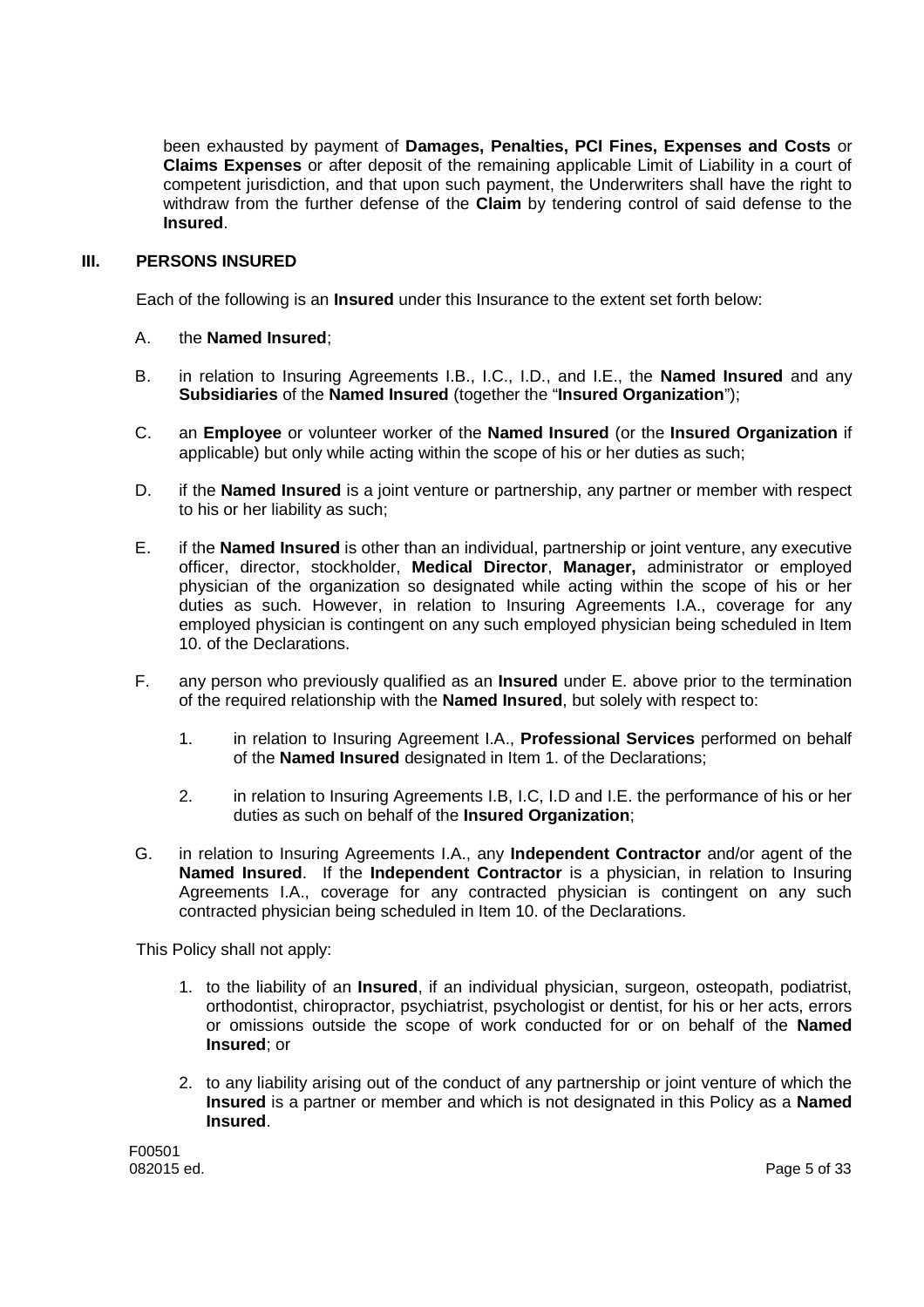been exhausted by payment of **Damages, Penalties, PCI Fines, Expenses and Costs** or **Claims Expenses** or after deposit of the remaining applicable Limit of Liability in a court of competent jurisdiction, and that upon such payment, the Underwriters shall have the right to withdraw from the further defense of the **Claim** by tendering control of said defense to the **Insured**.

## III. PERSONS INSURED

Each of the following is an **Insured** under this Insurance to the extent set forth below:

A. the **Named Insured**;

B. in relation to Insuring Agreements I.B., I.C., I.D., and I.E., the **Named Insured** and any **Subsidiaries** of the **Named Insured** (together the "**Insured Organization**");

C. an **Employee** or volunteer worker of the **Named Insured** (or the **Insured Organization** if applicable) but only while acting within the scope of his or her duties as such;

D. if the **Named Insured** is a joint venture or partnership, any partner or member with respect to his or her liability as such;

E. if the **Named Insured** is other than an individual, partnership or joint venture, any executive officer, director, stockholder, **Medical Director**, **Manager,** administrator or employed physician of the organization so designated while acting within the scope of his or her duties as such. However, in relation to Insuring Agreements I.A., coverage for any employed physician is contingent on any such employed physician being scheduled in Item 10. of the Declarations.

F. any person who previously qualified as an **Insured** under E. above prior to the termination of the required relationship with the **Named Insured**, but solely with respect to:

   1. in relation to Insuring Agreement I.A., **Professional Services** performed on behalf of the **Named Insured** designated in Item 1. of the Declarations;

   2. in relation to Insuring Agreements I.B, I.C, I.D and I.E. the performance of his or her duties as such on behalf of the **Insured Organization**;

G. in relation to Insuring Agreements I.A., any **Independent Contractor** and/or agent of the **Named Insured**. If the **Independent Contractor** is a physician, in relation to Insuring Agreements I.A., coverage for any contracted physician is contingent on any such contracted physician being scheduled in Item 10. of the Declarations.

This Policy shall not apply:

1. to the liability of an **Insured**, if an individual physician, surgeon, osteopath, podiatrist, orthodontist, chiropractor, psychiatrist, psychologist or dentist, for his or her acts, errors or omissions outside the scope of work conducted for or on behalf of the **Named Insured**; or

2. to any liability arising out of the conduct of any partnership or joint venture of which the **Insured** is a partner or member and which is not designated in this Policy as a **Named Insured**.

F00501
082015 ed.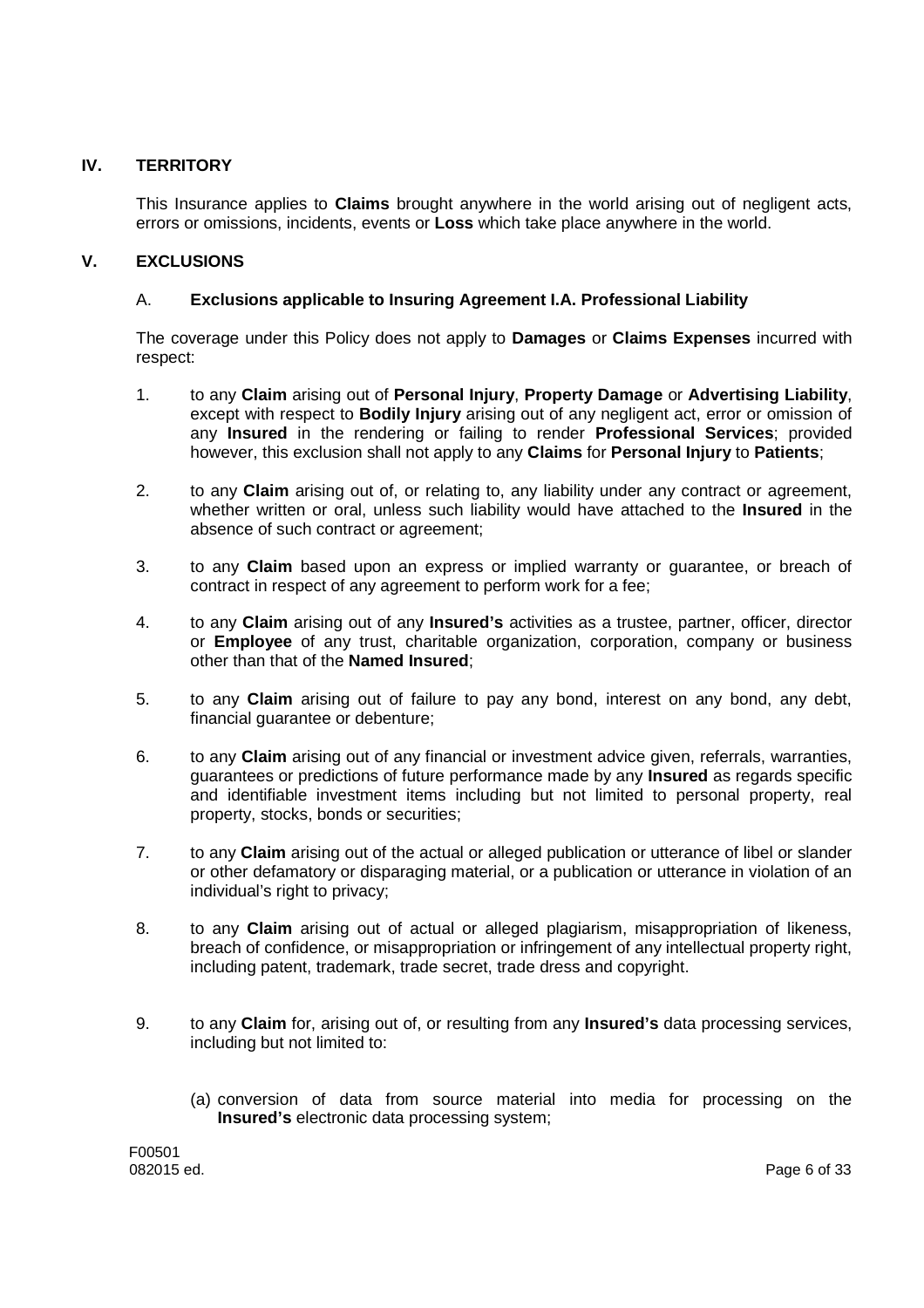## IV. TERRITORY

This Insurance applies to **Claims** brought anywhere in the world arising out of negligent acts, errors or omissions, incidents, events or **Loss** which take place anywhere in the world.

## V. EXCLUSIONS

### A. Exclusions applicable to Insuring Agreement I.A. Professional Liability

The coverage under this Policy does not apply to **Damages** or **Claims Expenses** incurred with respect:

1. to any **Claim** arising out of **Personal Injury**, **Property Damage** or **Advertising Liability**, except with respect to **Bodily Injury** arising out of any negligent act, error or omission of any **Insured** in the rendering or failing to render **Professional Services**; provided however, this exclusion shall not apply to any **Claims** for **Personal Injury** to **Patients**;

2. to any **Claim** arising out of, or relating to, any liability under any contract or agreement, whether written or oral, unless such liability would have attached to the **Insured** in the absence of such contract or agreement;

3. to any **Claim** based upon an express or implied warranty or guarantee, or breach of contract in respect of any agreement to perform work for a fee;

4. to any **Claim** arising out of any **Insured's** activities as a trustee, partner, officer, director or **Employee** of any trust, charitable organization, corporation, company or business other than that of the **Named Insured**;

5. to any **Claim** arising out of failure to pay any bond, interest on any bond, any debt, financial guarantee or debenture;

6. to any **Claim** arising out of any financial or investment advice given, referrals, warranties, guarantees or predictions of future performance made by any **Insured** as regards specific and identifiable investment items including but not limited to personal property, real property, stocks, bonds or securities;

7. to any **Claim** arising out of the actual or alleged publication or utterance of libel or slander or other defamatory or disparaging material, or a publication or utterance in violation of an individual's right to privacy;

8. to any **Claim** arising out of actual or alleged plagiarism, misappropriation of likeness, breach of confidence, or misappropriation or infringement of any intellectual property right, including patent, trademark, trade secret, trade dress and copyright.

9. to any **Claim** for, arising out of, or resulting from any **Insured's** data processing services, including but not limited to:

   (a) conversion of data from source material into media for processing on the **Insured's** electronic data processing system;

F00501
082015 ed.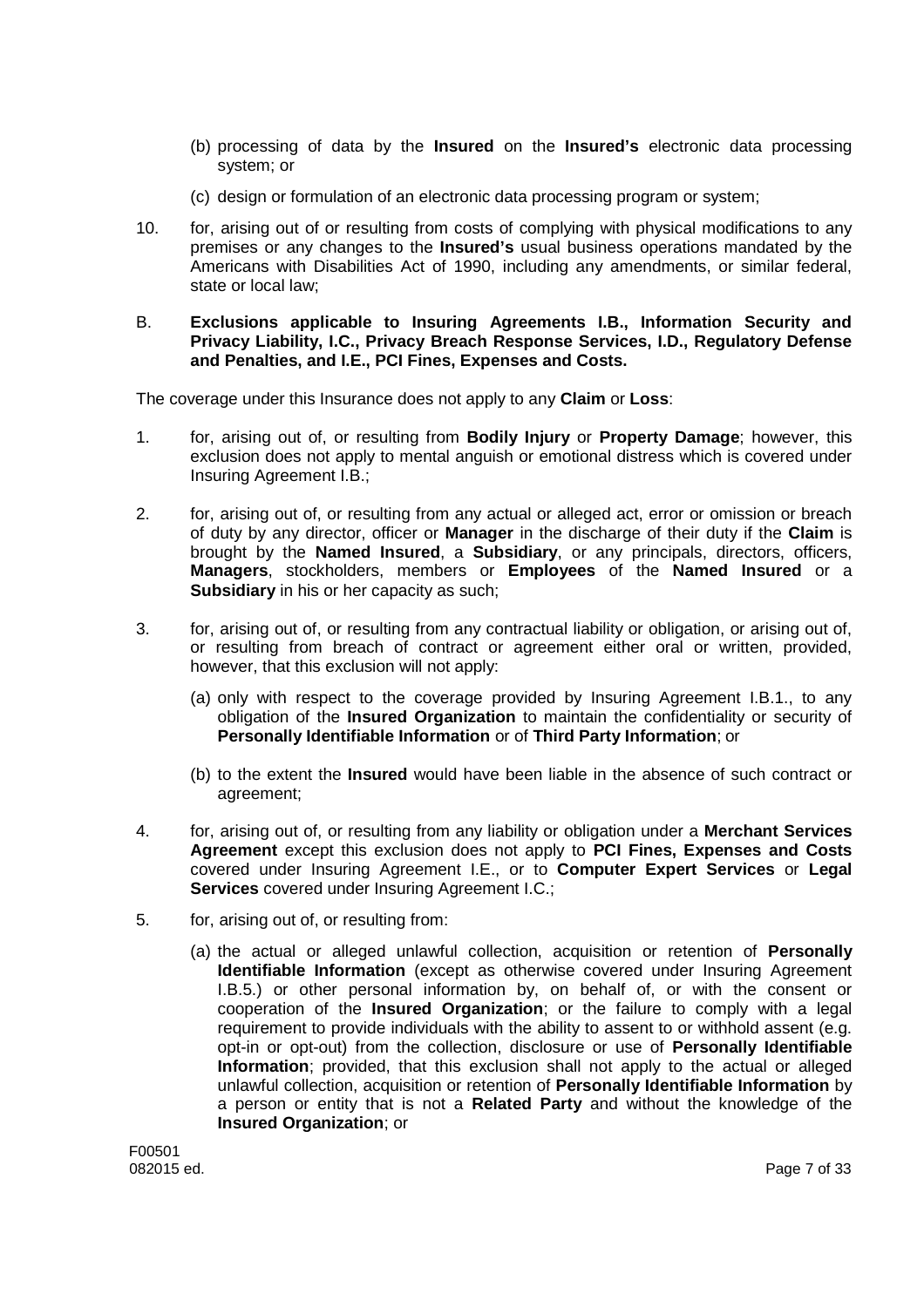(b) processing of data by the **Insured** on the **Insured's** electronic data processing system; or

(c) design or formulation of an electronic data processing program or system;

10. for, arising out of or resulting from costs of complying with physical modifications to any premises or any changes to the **Insured's** usual business operations mandated by the Americans with Disabilities Act of 1990, including any amendments, or similar federal, state or local law;

B. **Exclusions applicable to Insuring Agreements I.B., Information Security and Privacy Liability, I.C., Privacy Breach Response Services, I.D., Regulatory Defense and Penalties, and I.E., PCI Fines, Expenses and Costs.**

The coverage under this Insurance does not apply to any **Claim** or **Loss**:

1. for, arising out of, or resulting from **Bodily Injury** or **Property Damage**; however, this exclusion does not apply to mental anguish or emotional distress which is covered under Insuring Agreement I.B.;

2. for, arising out of, or resulting from any actual or alleged act, error or omission or breach of duty by any director, officer or **Manager** in the discharge of their duty if the **Claim** is brought by the **Named Insured**, a **Subsidiary**, or any principals, directors, officers, **Managers**, stockholders, members or **Employees** of the **Named Insured** or a **Subsidiary** in his or her capacity as such;

3. for, arising out of, or resulting from any contractual liability or obligation, or arising out of, or resulting from breach of contract or agreement either oral or written, provided, however, that this exclusion will not apply:

   (a) only with respect to the coverage provided by Insuring Agreement I.B.1., to any obligation of the **Insured Organization** to maintain the confidentiality or security of **Personally Identifiable Information** or of **Third Party Information**; or

   (b) to the extent the **Insured** would have been liable in the absence of such contract or agreement;

4. for, arising out of, or resulting from any liability or obligation under a **Merchant Services Agreement** except this exclusion does not apply to **PCI Fines, Expenses and Costs** covered under Insuring Agreement I.E., or to **Computer Expert Services** or **Legal Services** covered under Insuring Agreement I.C.;

5. for, arising out of, or resulting from:

   (a) the actual or alleged unlawful collection, acquisition or retention of **Personally Identifiable Information** (except as otherwise covered under Insuring Agreement I.B.5.) or other personal information by, on behalf of, or with the consent or cooperation of the **Insured Organization**; or the failure to comply with a legal requirement to provide individuals with the ability to assent to or withhold assent (e.g. opt-in or opt-out) from the collection, disclosure or use of **Personally Identifiable Information**; provided, that this exclusion shall not apply to the actual or alleged unlawful collection, acquisition or retention of **Personally Identifiable Information** by a person or entity that is not a **Related Party** and without the knowledge of the **Insured Organization**; or

F00501
082015 ed.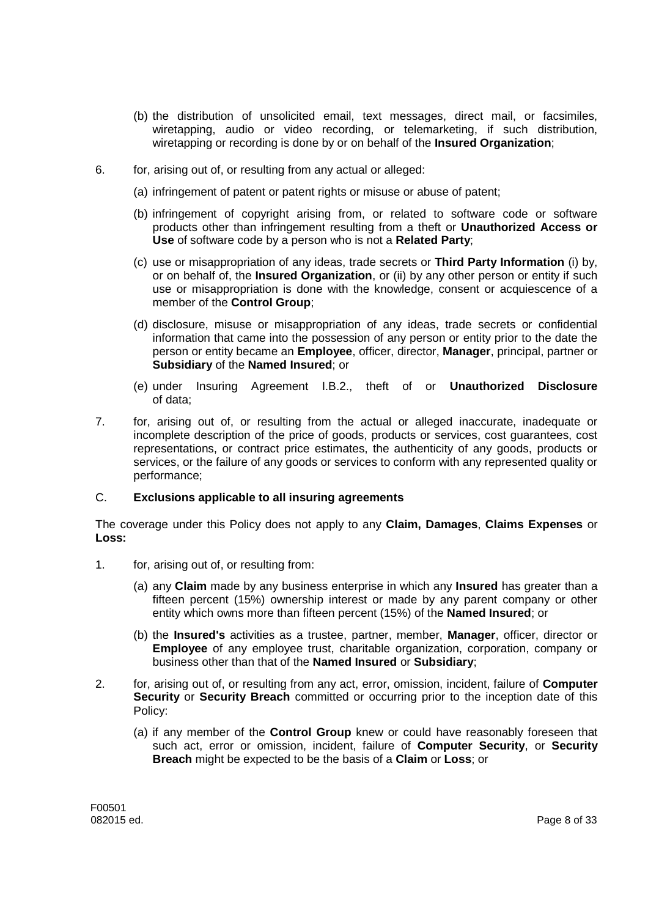(b) the distribution of unsolicited email, text messages, direct mail, or facsimiles, wiretapping, audio or video recording, or telemarketing, if such distribution, wiretapping or recording is done by or on behalf of the **Insured Organization**;

6. for, arising out of, or resulting from any actual or alleged:

   (a) infringement of patent or patent rights or misuse or abuse of patent;

   (b) infringement of copyright arising from, or related to software code or software products other than infringement resulting from a theft or **Unauthorized Access or Use** of software code by a person who is not a **Related Party**;

   (c) use or misappropriation of any ideas, trade secrets or **Third Party Information** (i) by, or on behalf of, the **Insured Organization**, or (ii) by any other person or entity if such use or misappropriation is done with the knowledge, consent or acquiescence of a member of the **Control Group**;

   (d) disclosure, misuse or misappropriation of any ideas, trade secrets or confidential information that came into the possession of any person or entity prior to the date the person or entity became an **Employee**, officer, director, **Manager**, principal, partner or **Subsidiary** of the **Named Insured**; or

   (e) under Insuring Agreement I.B.2., theft of or **Unauthorized Disclosure** of data;

7. for, arising out of, or resulting from the actual or alleged inaccurate, inadequate or incomplete description of the price of goods, products or services, cost guarantees, cost representations, or contract price estimates, the authenticity of any goods, products or services, or the failure of any goods or services to conform with any represented quality or performance;

C. **Exclusions applicable to all insuring agreements**

The coverage under this Policy does not apply to any **Claim, Damages**, **Claims Expenses** or **Loss:**

1. for, arising out of, or resulting from:

   (a) any **Claim** made by any business enterprise in which any **Insured** has greater than a fifteen percent (15%) ownership interest or made by any parent company or other entity which owns more than fifteen percent (15%) of the **Named Insured**; or

   (b) the **Insured's** activities as a trustee, partner, member, **Manager**, officer, director or **Employee** of any employee trust, charitable organization, corporation, company or business other than that of the **Named Insured** or **Subsidiary**;

2. for, arising out of, or resulting from any act, error, omission, incident, failure of **Computer Security** or **Security Breach** committed or occurring prior to the inception date of this Policy:

   (a) if any member of the **Control Group** knew or could have reasonably foreseen that such act, error or omission, incident, failure of **Computer Security**, or **Security Breach** might be expected to be the basis of a **Claim** or **Loss**; or

F00501
082015 ed.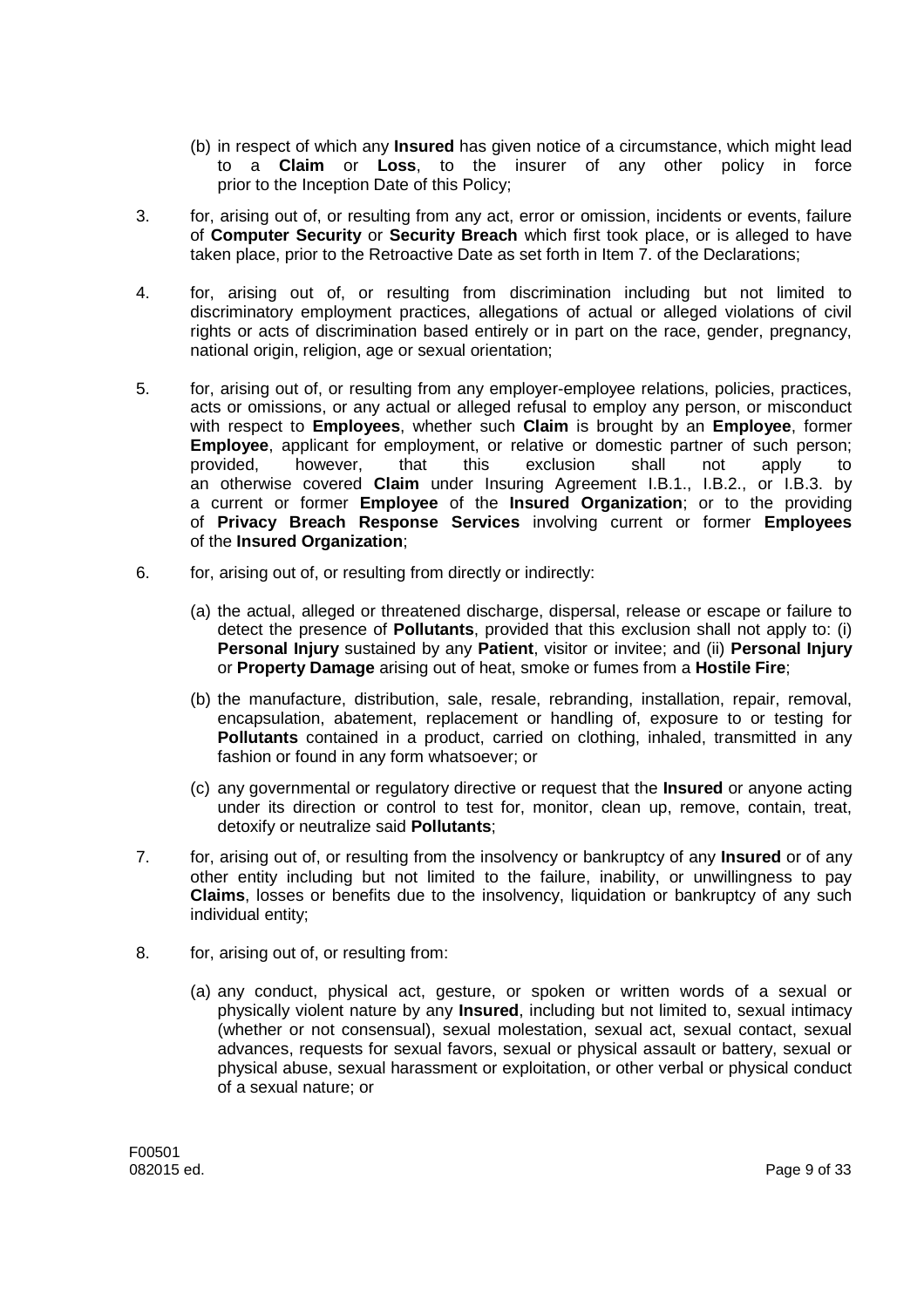(b) in respect of which any **Insured** has given notice of a circumstance, which might lead to a **Claim** or **Loss**, to the insurer of any other policy in force prior to the Inception Date of this Policy;

3. for, arising out of, or resulting from any act, error or omission, incidents or events, failure of **Computer Security** or **Security Breach** which first took place, or is alleged to have taken place, prior to the Retroactive Date as set forth in Item 7. of the Declarations;

4. for, arising out of, or resulting from discrimination including but not limited to discriminatory employment practices, allegations of actual or alleged violations of civil rights or acts of discrimination based entirely or in part on the race, gender, pregnancy, national origin, religion, age or sexual orientation;

5. for, arising out of, or resulting from any employer-employee relations, policies, practices, acts or omissions, or any actual or alleged refusal to employ any person, or misconduct with respect to **Employees**, whether such **Claim** is brought by an **Employee**, former **Employee**, applicant for employment, or relative or domestic partner of such person; provided, however, that this exclusion shall not apply to an otherwise covered **Claim** under Insuring Agreement I.B.1., I.B.2., or I.B.3. by a current or former **Employee** of the **Insured Organization**; or to the providing of **Privacy Breach Response Services** involving current or former **Employees** of the **Insured Organization**;

6. for, arising out of, or resulting from directly or indirectly:

   (a) the actual, alleged or threatened discharge, dispersal, release or escape or failure to detect the presence of **Pollutants**, provided that this exclusion shall not apply to: (i) **Personal Injury** sustained by any **Patient**, visitor or invitee; and (ii) **Personal Injury** or **Property Damage** arising out of heat, smoke or fumes from a **Hostile Fire**;

   (b) the manufacture, distribution, sale, resale, rebranding, installation, repair, removal, encapsulation, abatement, replacement or handling of, exposure to or testing for **Pollutants** contained in a product, carried on clothing, inhaled, transmitted in any fashion or found in any form whatsoever; or

   (c) any governmental or regulatory directive or request that the **Insured** or anyone acting under its direction or control to test for, monitor, clean up, remove, contain, treat, detoxify or neutralize said **Pollutants**;

7. for, arising out of, or resulting from the insolvency or bankruptcy of any **Insured** or of any other entity including but not limited to the failure, inability, or unwillingness to pay **Claims**, losses or benefits due to the insolvency, liquidation or bankruptcy of any such individual entity;

8. for, arising out of, or resulting from:

   (a) any conduct, physical act, gesture, or spoken or written words of a sexual or physically violent nature by any **Insured**, including but not limited to, sexual intimacy (whether or not consensual), sexual molestation, sexual act, sexual contact, sexual advances, requests for sexual favors, sexual or physical assault or battery, sexual or physical abuse, sexual harassment or exploitation, or other verbal or physical conduct of a sexual nature; or

F00501
082015 ed.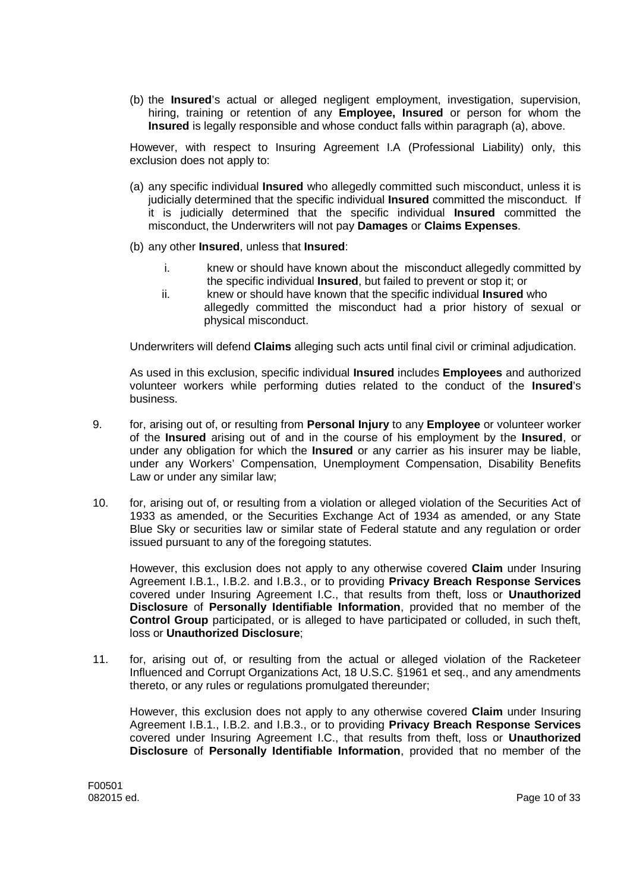(b) the **Insured**'s actual or alleged negligent employment, investigation, supervision, hiring, training or retention of any **Employee, Insured** or person for whom the **Insured** is legally responsible and whose conduct falls within paragraph (a), above.

However, with respect to Insuring Agreement I.A (Professional Liability) only, this exclusion does not apply to:

(a) any specific individual **Insured** who allegedly committed such misconduct, unless it is judicially determined that the specific individual **Insured** committed the misconduct. If it is judicially determined that the specific individual **Insured** committed the misconduct, the Underwriters will not pay **Damages** or **Claims Expenses**.

(b) any other **Insured**, unless that **Insured**:

i. knew or should have known about the misconduct allegedly committed by the specific individual **Insured**, but failed to prevent or stop it; or

ii. knew or should have known that the specific individual **Insured** who allegedly committed the misconduct had a prior history of sexual or physical misconduct.

Underwriters will defend **Claims** alleging such acts until final civil or criminal adjudication.

As used in this exclusion, specific individual **Insured** includes **Employees** and authorized volunteer workers while performing duties related to the conduct of the **Insured**'s business.

9. for, arising out of, or resulting from **Personal Injury** to any **Employee** or volunteer worker of the **Insured** arising out of and in the course of his employment by the **Insured**, or under any obligation for which the **Insured** or any carrier as his insurer may be liable, under any Workers' Compensation, Unemployment Compensation, Disability Benefits Law or under any similar law;

10. for, arising out of, or resulting from a violation or alleged violation of the Securities Act of 1933 as amended, or the Securities Exchange Act of 1934 as amended, or any State Blue Sky or securities law or similar state of Federal statute and any regulation or order issued pursuant to any of the foregoing statutes.

    However, this exclusion does not apply to any otherwise covered **Claim** under Insuring Agreement I.B.1., I.B.2. and I.B.3., or to providing **Privacy Breach Response Services** covered under Insuring Agreement I.C., that results from theft, loss or **Unauthorized Disclosure** of **Personally Identifiable Information**, provided that no member of the **Control Group** participated, or is alleged to have participated or colluded, in such theft, loss or **Unauthorized Disclosure**;

11. for, arising out of, or resulting from the actual or alleged violation of the Racketeer Influenced and Corrupt Organizations Act, 18 U.S.C. §1961 et seq., and any amendments thereto, or any rules or regulations promulgated thereunder;

    However, this exclusion does not apply to any otherwise covered **Claim** under Insuring Agreement I.B.1., I.B.2. and I.B.3., or to providing **Privacy Breach Response Services** covered under Insuring Agreement I.C., that results from theft, loss or **Unauthorized Disclosure** of **Personally Identifiable Information**, provided that no member of the

F00501
082015 ed.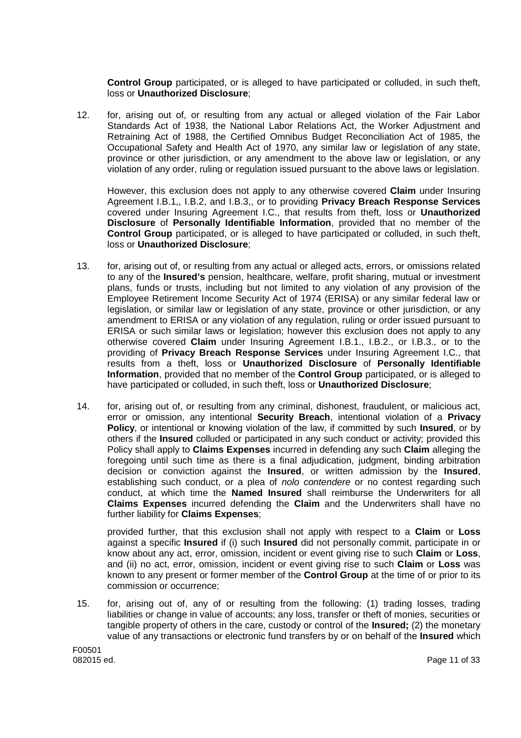**Control Group** participated, or is alleged to have participated or colluded, in such theft, loss or **Unauthorized Disclosure**;

12. for, arising out of, or resulting from any actual or alleged violation of the Fair Labor Standards Act of 1938, the National Labor Relations Act, the Worker Adjustment and Retraining Act of 1988, the Certified Omnibus Budget Reconciliation Act of 1985, the Occupational Safety and Health Act of 1970, any similar law or legislation of any state, province or other jurisdiction, or any amendment to the above law or legislation, or any violation of any order, ruling or regulation issued pursuant to the above laws or legislation.

    However, this exclusion does not apply to any otherwise covered **Claim** under Insuring Agreement I.B.1,, I.B.2, and I.B.3,, or to providing **Privacy Breach Response Services** covered under Insuring Agreement I.C., that results from theft, loss or **Unauthorized Disclosure** of **Personally Identifiable Information**, provided that no member of the **Control Group** participated, or is alleged to have participated or colluded, in such theft, loss or **Unauthorized Disclosure**;

13. for, arising out of, or resulting from any actual or alleged acts, errors, or omissions related to any of the **Insured's** pension, healthcare, welfare, profit sharing, mutual or investment plans, funds or trusts, including but not limited to any violation of any provision of the Employee Retirement Income Security Act of 1974 (ERISA) or any similar federal law or legislation, or similar law or legislation of any state, province or other jurisdiction, or any amendment to ERISA or any violation of any regulation, ruling or order issued pursuant to ERISA or such similar laws or legislation; however this exclusion does not apply to any otherwise covered **Claim** under Insuring Agreement I.B.1., I.B.2., or I.B.3., or to the providing of **Privacy Breach Response Services** under Insuring Agreement I.C., that results from a theft, loss or **Unauthorized Disclosure** of **Personally Identifiable Information**, provided that no member of the **Control Group** participated, or is alleged to have participated or colluded, in such theft, loss or **Unauthorized Disclosure**;

14. for, arising out of, or resulting from any criminal, dishonest, fraudulent, or malicious act, error or omission, any intentional **Security Breach**, intentional violation of a **Privacy Policy**, or intentional or knowing violation of the law, if committed by such **Insured**, or by others if the **Insured** colluded or participated in any such conduct or activity; provided this Policy shall apply to **Claims Expenses** incurred in defending any such **Claim** alleging the foregoing until such time as there is a final adjudication, judgment, binding arbitration decision or conviction against the **Insured**, or written admission by the **Insured**, establishing such conduct, or a plea of *nolo contendere* or no contest regarding such conduct, at which time the **Named Insured** shall reimburse the Underwriters for all **Claims Expenses** incurred defending the **Claim** and the Underwriters shall have no further liability for **Claims Expenses**;

    provided further, that this exclusion shall not apply with respect to a **Claim** or **Loss** against a specific **Insured** if (i) such **Insured** did not personally commit, participate in or know about any act, error, omission, incident or event giving rise to such **Claim** or **Loss**, and (ii) no act, error, omission, incident or event giving rise to such **Claim** or **Loss** was known to any present or former member of the **Control Group** at the time of or prior to its commission or occurrence;

15. for, arising out of, any of or resulting from the following: (1) trading losses, trading liabilities or change in value of accounts; any loss, transfer or theft of monies, securities or tangible property of others in the care, custody or control of the **Insured;** (2) the monetary value of any transactions or electronic fund transfers by or on behalf of the **Insured** which

F00501
082015 ed.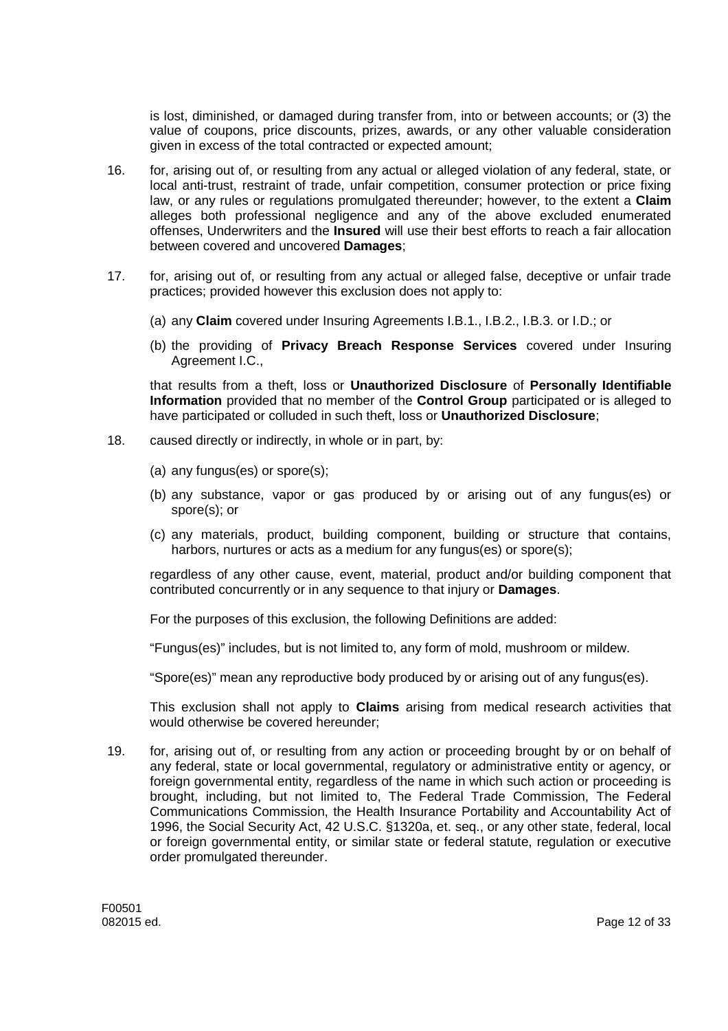is lost, diminished, or damaged during transfer from, into or between accounts; or (3) the value of coupons, price discounts, prizes, awards, or any other valuable consideration given in excess of the total contracted or expected amount;

16. for, arising out of, or resulting from any actual or alleged violation of any federal, state, or local anti-trust, restraint of trade, unfair competition, consumer protection or price fixing law, or any rules or regulations promulgated thereunder; however, to the extent a **Claim** alleges both professional negligence and any of the above excluded enumerated offenses, Underwriters and the **Insured** will use their best efforts to reach a fair allocation between covered and uncovered **Damages**;

17. for, arising out of, or resulting from any actual or alleged false, deceptive or unfair trade practices; provided however this exclusion does not apply to:

    (a) any **Claim** covered under Insuring Agreements I.B.1., I.B.2., I.B.3. or I.D.; or

    (b) the providing of **Privacy Breach Response Services** covered under Insuring Agreement I.C.,

    that results from a theft, loss or **Unauthorized Disclosure** of **Personally Identifiable Information** provided that no member of the **Control Group** participated or is alleged to have participated or colluded in such theft, loss or **Unauthorized Disclosure**;

18. caused directly or indirectly, in whole or in part, by:

    (a) any fungus(es) or spore(s);

    (b) any substance, vapor or gas produced by or arising out of any fungus(es) or spore(s); or

    (c) any materials, product, building component, building or structure that contains, harbors, nurtures or acts as a medium for any fungus(es) or spore(s);

    regardless of any other cause, event, material, product and/or building component that contributed concurrently or in any sequence to that injury or **Damages**.

    For the purposes of this exclusion, the following Definitions are added:

    "Fungus(es)" includes, but is not limited to, any form of mold, mushroom or mildew.

    "Spore(es)" mean any reproductive body produced by or arising out of any fungus(es).

    This exclusion shall not apply to **Claims** arising from medical research activities that would otherwise be covered hereunder;

19. for, arising out of, or resulting from any action or proceeding brought by or on behalf of any federal, state or local governmental, regulatory or administrative entity or agency, or foreign governmental entity, regardless of the name in which such action or proceeding is brought, including, but not limited to, The Federal Trade Commission, The Federal Communications Commission, the Health Insurance Portability and Accountability Act of 1996, the Social Security Act, 42 U.S.C. §1320a, et. seq., or any other state, federal, local or foreign governmental entity, or similar state or federal statute, regulation or executive order promulgated thereunder.

F00501
082015 ed.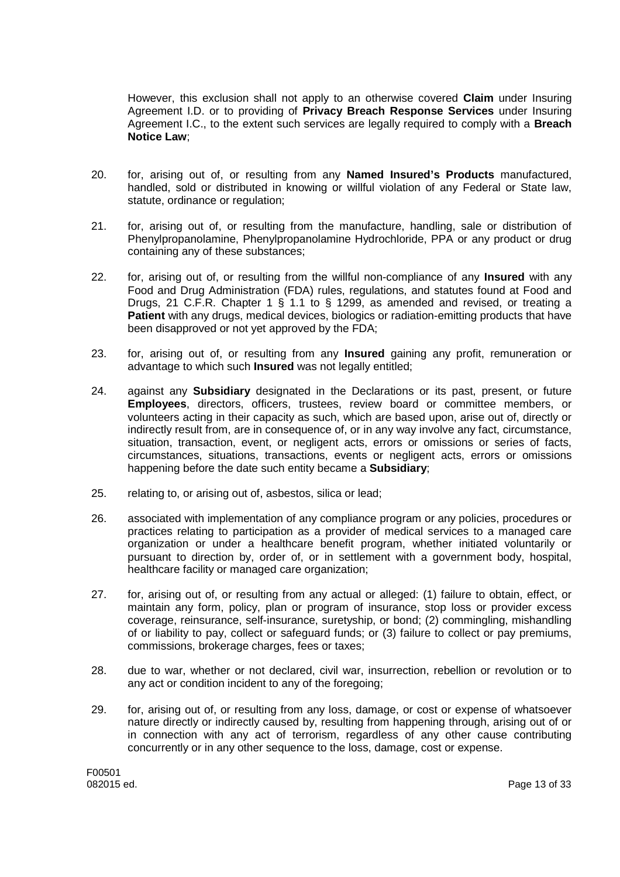However, this exclusion shall not apply to an otherwise covered **Claim** under Insuring Agreement I.D. or to providing of **Privacy Breach Response Services** under Insuring Agreement I.C., to the extent such services are legally required to comply with a **Breach Notice Law**;

20. for, arising out of, or resulting from any **Named Insured's Products** manufactured, handled, sold or distributed in knowing or willful violation of any Federal or State law, statute, ordinance or regulation;

21. for, arising out of, or resulting from the manufacture, handling, sale or distribution of Phenylpropanolamine, Phenylpropanolamine Hydrochloride, PPA or any product or drug containing any of these substances;

22. for, arising out of, or resulting from the willful non-compliance of any **Insured** with any Food and Drug Administration (FDA) rules, regulations, and statutes found at Food and Drugs, 21 C.F.R. Chapter 1 § 1.1 to § 1299, as amended and revised, or treating a **Patient** with any drugs, medical devices, biologics or radiation-emitting products that have been disapproved or not yet approved by the FDA;

23. for, arising out of, or resulting from any **Insured** gaining any profit, remuneration or advantage to which such **Insured** was not legally entitled;

24. against any **Subsidiary** designated in the Declarations or its past, present, or future **Employees**, directors, officers, trustees, review board or committee members, or volunteers acting in their capacity as such, which are based upon, arise out of, directly or indirectly result from, are in consequence of, or in any way involve any fact, circumstance, situation, transaction, event, or negligent acts, errors or omissions or series of facts, circumstances, situations, transactions, events or negligent acts, errors or omissions happening before the date such entity became a **Subsidiary**;

25. relating to, or arising out of, asbestos, silica or lead;

26. associated with implementation of any compliance program or any policies, procedures or practices relating to participation as a provider of medical services to a managed care organization or under a healthcare benefit program, whether initiated voluntarily or pursuant to direction by, order of, or in settlement with a government body, hospital, healthcare facility or managed care organization;

27. for, arising out of, or resulting from any actual or alleged: (1) failure to obtain, effect, or maintain any form, policy, plan or program of insurance, stop loss or provider excess coverage, reinsurance, self-insurance, suretyship, or bond; (2) commingling, mishandling of or liability to pay, collect or safeguard funds; or (3) failure to collect or pay premiums, commissions, brokerage charges, fees or taxes;

28. due to war, whether or not declared, civil war, insurrection, rebellion or revolution or to any act or condition incident to any of the foregoing;

29. for, arising out of, or resulting from any loss, damage, or cost or expense of whatsoever nature directly or indirectly caused by, resulting from happening through, arising out of or in connection with any act of terrorism, regardless of any other cause contributing concurrently or in any other sequence to the loss, damage, cost or expense.

F00501
082015 ed.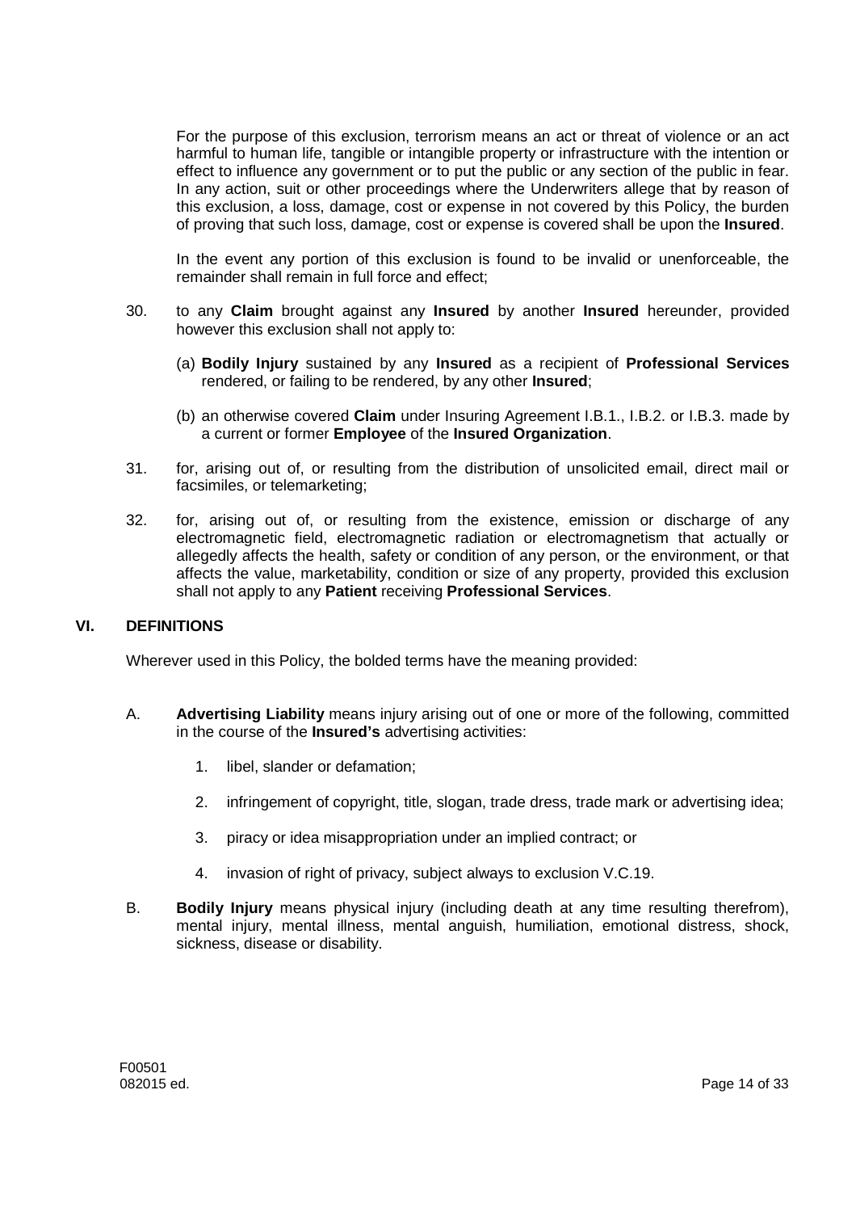For the purpose of this exclusion, terrorism means an act or threat of violence or an act harmful to human life, tangible or intangible property or infrastructure with the intention or effect to influence any government or to put the public or any section of the public in fear. In any action, suit or other proceedings where the Underwriters allege that by reason of this exclusion, a loss, damage, cost or expense in not covered by this Policy, the burden of proving that such loss, damage, cost or expense is covered shall be upon the **Insured**.

In the event any portion of this exclusion is found to be invalid or unenforceable, the remainder shall remain in full force and effect;

30. to any **Claim** brought against any **Insured** by another **Insured** hereunder, provided however this exclusion shall not apply to:

    (a) **Bodily Injury** sustained by any **Insured** as a recipient of **Professional Services** rendered, or failing to be rendered, by any other **Insured**;

    (b) an otherwise covered **Claim** under Insuring Agreement I.B.1., I.B.2. or I.B.3. made by a current or former **Employee** of the **Insured Organization**.

31. for, arising out of, or resulting from the distribution of unsolicited email, direct mail or facsimiles, or telemarketing;

32. for, arising out of, or resulting from the existence, emission or discharge of any electromagnetic field, electromagnetic radiation or electromagnetism that actually or allegedly affects the health, safety or condition of any person, or the environment, or that affects the value, marketability, condition or size of any property, provided this exclusion shall not apply to any **Patient** receiving **Professional Services**.

## VI. DEFINITIONS

Wherever used in this Policy, the bolded terms have the meaning provided:

A. **Advertising Liability** means injury arising out of one or more of the following, committed in the course of the **Insured's** advertising activities:

   1. libel, slander or defamation;

   2. infringement of copyright, title, slogan, trade dress, trade mark or advertising idea;

   3. piracy or idea misappropriation under an implied contract; or

   4. invasion of right of privacy, subject always to exclusion V.C.19.

B. **Bodily Injury** means physical injury (including death at any time resulting therefrom), mental injury, mental illness, mental anguish, humiliation, emotional distress, shock, sickness, disease or disability.

F00501
082015 ed.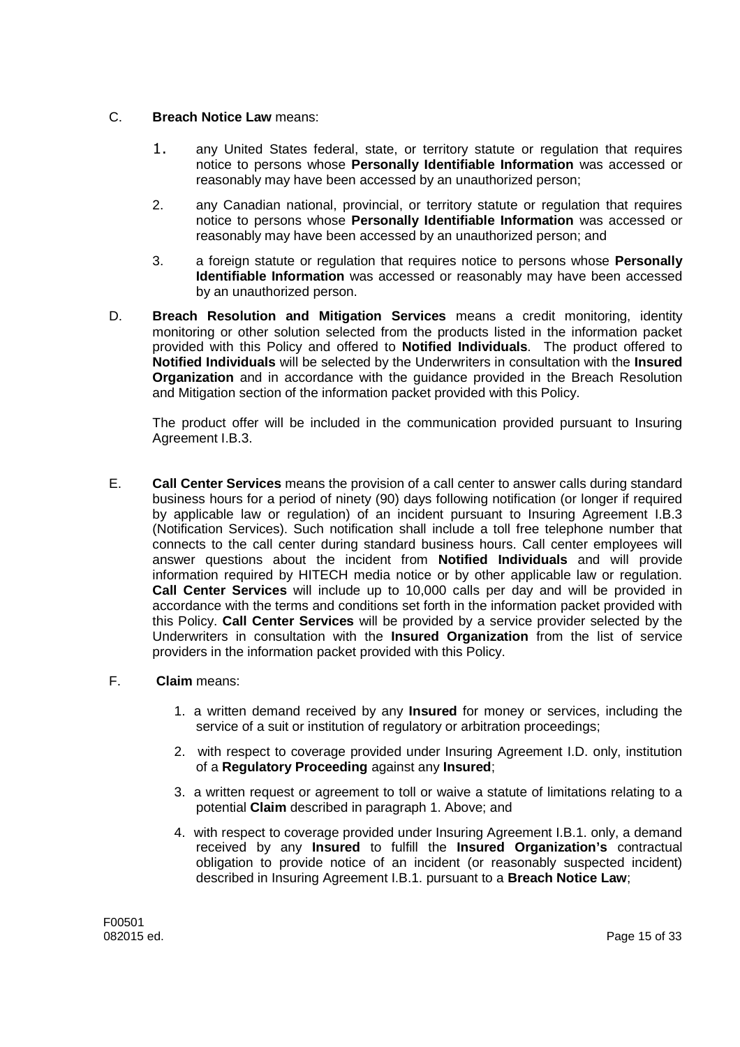C. **Breach Notice Law** means:

1. any United States federal, state, or territory statute or regulation that requires notice to persons whose **Personally Identifiable Information** was accessed or reasonably may have been accessed by an unauthorized person;

2. any Canadian national, provincial, or territory statute or regulation that requires notice to persons whose **Personally Identifiable Information** was accessed or reasonably may have been accessed by an unauthorized person; and

3. a foreign statute or regulation that requires notice to persons whose **Personally Identifiable Information** was accessed or reasonably may have been accessed by an unauthorized person.

D. **Breach Resolution and Mitigation Services** means a credit monitoring, identity monitoring or other solution selected from the products listed in the information packet provided with this Policy and offered to **Notified Individuals**. The product offered to **Notified Individuals** will be selected by the Underwriters in consultation with the **Insured Organization** and in accordance with the guidance provided in the Breach Resolution and Mitigation section of the information packet provided with this Policy.

The product offer will be included in the communication provided pursuant to Insuring Agreement I.B.3.

E. **Call Center Services** means the provision of a call center to answer calls during standard business hours for a period of ninety (90) days following notification (or longer if required by applicable law or regulation) of an incident pursuant to Insuring Agreement I.B.3 (Notification Services). Such notification shall include a toll free telephone number that connects to the call center during standard business hours. Call center employees will answer questions about the incident from **Notified Individuals** and will provide information required by HITECH media notice or by other applicable law or regulation. **Call Center Services** will include up to 10,000 calls per day and will be provided in accordance with the terms and conditions set forth in the information packet provided with this Policy. **Call Center Services** will be provided by a service provider selected by the Underwriters in consultation with the **Insured Organization** from the list of service providers in the information packet provided with this Policy.

F. **Claim** means:

1. a written demand received by any **Insured** for money or services, including the service of a suit or institution of regulatory or arbitration proceedings;

2. with respect to coverage provided under Insuring Agreement I.D. only, institution of a **Regulatory Proceeding** against any **Insured**;

3. a written request or agreement to toll or waive a statute of limitations relating to a potential **Claim** described in paragraph 1. Above; and

4. with respect to coverage provided under Insuring Agreement I.B.1. only, a demand received by any **Insured** to fulfill the **Insured Organization's** contractual obligation to provide notice of an incident (or reasonably suspected incident) described in Insuring Agreement I.B.1. pursuant to a **Breach Notice Law**;

F00501
082015 ed.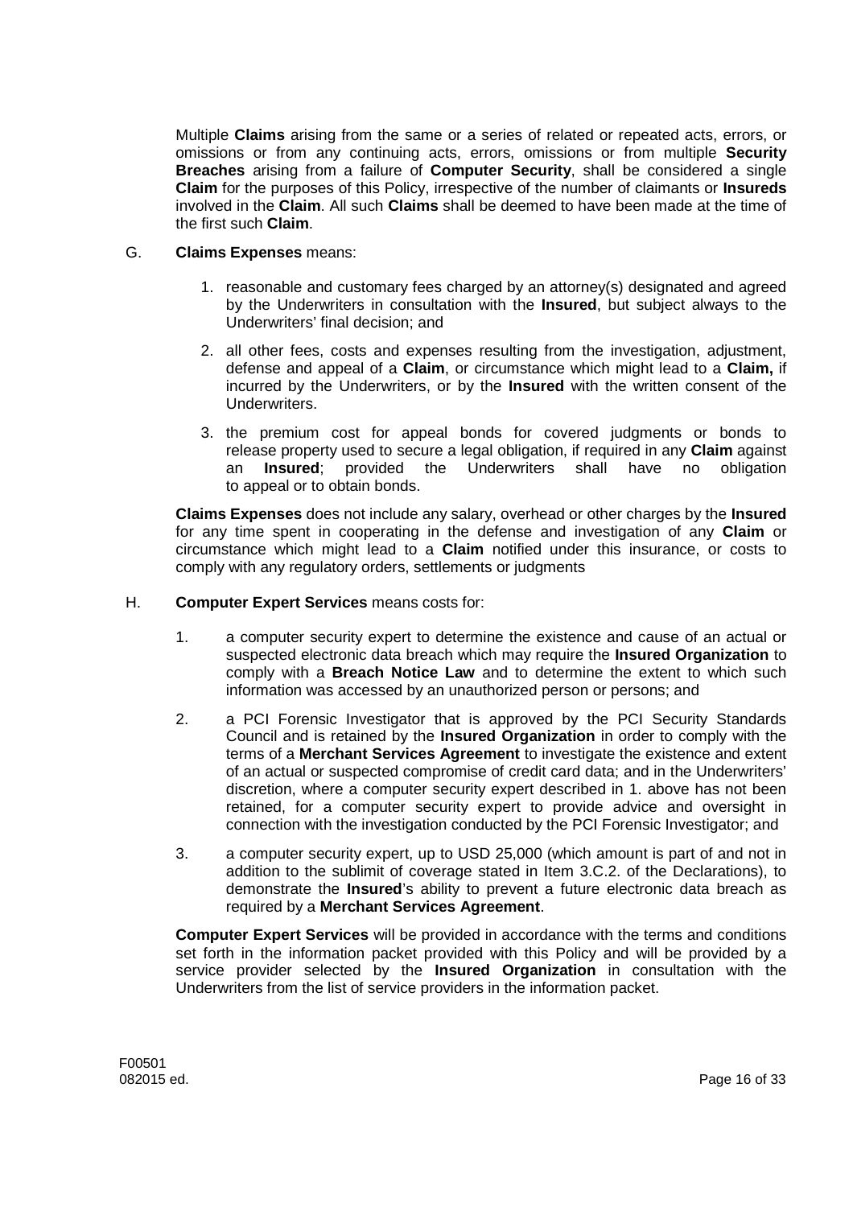Multiple **Claims** arising from the same or a series of related or repeated acts, errors, or omissions or from any continuing acts, errors, omissions or from multiple **Security Breaches** arising from a failure of **Computer Security**, shall be considered a single **Claim** for the purposes of this Policy, irrespective of the number of claimants or **Insureds** involved in the **Claim**. All such **Claims** shall be deemed to have been made at the time of the first such **Claim**.

G. **Claims Expenses** means:

1. reasonable and customary fees charged by an attorney(s) designated and agreed by the Underwriters in consultation with the **Insured**, but subject always to the Underwriters' final decision; and

2. all other fees, costs and expenses resulting from the investigation, adjustment, defense and appeal of a **Claim**, or circumstance which might lead to a **Claim,** if incurred by the Underwriters, or by the **Insured** with the written consent of the Underwriters.

3. the premium cost for appeal bonds for covered judgments or bonds to release property used to secure a legal obligation, if required in any **Claim** against an **Insured**; provided the Underwriters shall have no obligation to appeal or to obtain bonds.

**Claims Expenses** does not include any salary, overhead or other charges by the **Insured** for any time spent in cooperating in the defense and investigation of any **Claim** or circumstance which might lead to a **Claim** notified under this insurance, or costs to comply with any regulatory orders, settlements or judgments

H. **Computer Expert Services** means costs for:

1. a computer security expert to determine the existence and cause of an actual or suspected electronic data breach which may require the **Insured Organization** to comply with a **Breach Notice Law** and to determine the extent to which such information was accessed by an unauthorized person or persons; and

2. a PCI Forensic Investigator that is approved by the PCI Security Standards Council and is retained by the **Insured Organization** in order to comply with the terms of a **Merchant Services Agreement** to investigate the existence and extent of an actual or suspected compromise of credit card data; and in the Underwriters' discretion, where a computer security expert described in 1. above has not been retained, for a computer security expert to provide advice and oversight in connection with the investigation conducted by the PCI Forensic Investigator; and

3. a computer security expert, up to USD 25,000 (which amount is part of and not in addition to the sublimit of coverage stated in Item 3.C.2. of the Declarations), to demonstrate the **Insured**'s ability to prevent a future electronic data breach as required by a **Merchant Services Agreement**.

**Computer Expert Services** will be provided in accordance with the terms and conditions set forth in the information packet provided with this Policy and will be provided by a service provider selected by the **Insured Organization** in consultation with the Underwriters from the list of service providers in the information packet.

F00501
082015 ed.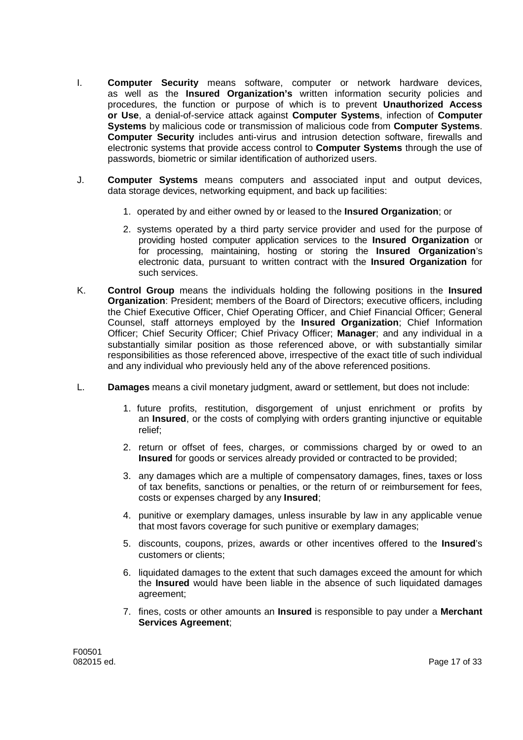I. **Computer Security** means software, computer or network hardware devices, as well as the **Insured Organization's** written information security policies and procedures, the function or purpose of which is to prevent **Unauthorized Access or Use**, a denial-of-service attack against **Computer Systems**, infection of **Computer Systems** by malicious code or transmission of malicious code from **Computer Systems**. **Computer Security** includes anti-virus and intrusion detection software, firewalls and electronic systems that provide access control to **Computer Systems** through the use of passwords, biometric or similar identification of authorized users.

J. **Computer Systems** means computers and associated input and output devices, data storage devices, networking equipment, and back up facilities:

1. operated by and either owned by or leased to the **Insured Organization**; or

2. systems operated by a third party service provider and used for the purpose of providing hosted computer application services to the **Insured Organization** or for processing, maintaining, hosting or storing the **Insured Organization**'s electronic data, pursuant to written contract with the **Insured Organization** for such services.

K. **Control Group** means the individuals holding the following positions in the **Insured Organization**: President; members of the Board of Directors; executive officers, including the Chief Executive Officer, Chief Operating Officer, and Chief Financial Officer; General Counsel, staff attorneys employed by the **Insured Organization**; Chief Information Officer; Chief Security Officer; Chief Privacy Officer; **Manager**; and any individual in a substantially similar position as those referenced above, or with substantially similar responsibilities as those referenced above, irrespective of the exact title of such individual and any individual who previously held any of the above referenced positions.

L. **Damages** means a civil monetary judgment, award or settlement, but does not include:

1. future profits, restitution, disgorgement of unjust enrichment or profits by an **Insured**, or the costs of complying with orders granting injunctive or equitable relief;

2. return or offset of fees, charges, or commissions charged by or owed to an **Insured** for goods or services already provided or contracted to be provided;

3. any damages which are a multiple of compensatory damages, fines, taxes or loss of tax benefits, sanctions or penalties, or the return of or reimbursement for fees, costs or expenses charged by any **Insured**;

4. punitive or exemplary damages, unless insurable by law in any applicable venue that most favors coverage for such punitive or exemplary damages;

5. discounts, coupons, prizes, awards or other incentives offered to the **Insured**'s customers or clients;

6. liquidated damages to the extent that such damages exceed the amount for which the **Insured** would have been liable in the absence of such liquidated damages agreement;

7. fines, costs or other amounts an **Insured** is responsible to pay under a **Merchant Services Agreement**;

F00501
082015 ed.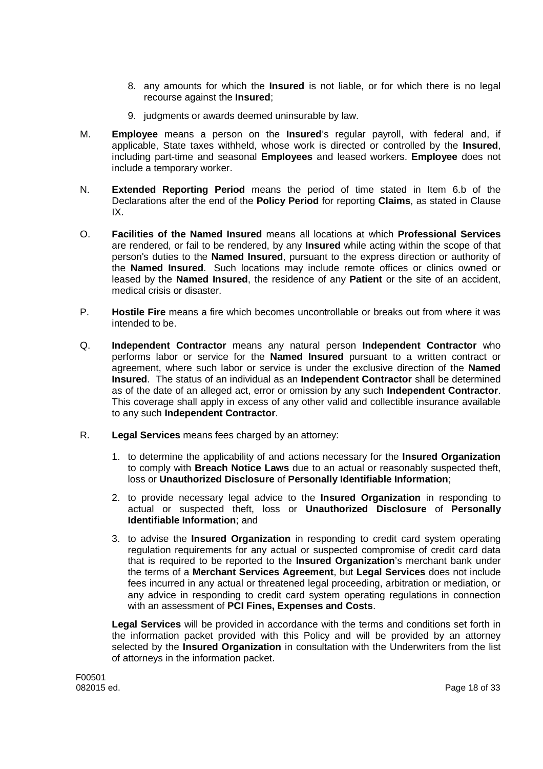8. any amounts for which the **Insured** is not liable, or for which there is no legal recourse against the **Insured**;

9. judgments or awards deemed uninsurable by law.

M. **Employee** means a person on the **Insured**'s regular payroll, with federal and, if applicable, State taxes withheld, whose work is directed or controlled by the **Insured**, including part-time and seasonal **Employees** and leased workers. **Employee** does not include a temporary worker.

N. **Extended Reporting Period** means the period of time stated in Item 6.b of the Declarations after the end of the **Policy Period** for reporting **Claims**, as stated in Clause IX.

O. **Facilities of the Named Insured** means all locations at which **Professional Services** are rendered, or fail to be rendered, by any **Insured** while acting within the scope of that person's duties to the **Named Insured**, pursuant to the express direction or authority of the **Named Insured**. Such locations may include remote offices or clinics owned or leased by the **Named Insured**, the residence of any **Patient** or the site of an accident, medical crisis or disaster.

P. **Hostile Fire** means a fire which becomes uncontrollable or breaks out from where it was intended to be.

Q. **Independent Contractor** means any natural person **Independent Contractor** who performs labor or service for the **Named Insured** pursuant to a written contract or agreement, where such labor or service is under the exclusive direction of the **Named Insured**. The status of an individual as an **Independent Contractor** shall be determined as of the date of an alleged act, error or omission by any such **Independent Contractor**. This coverage shall apply in excess of any other valid and collectible insurance available to any such **Independent Contractor**.

R. **Legal Services** means fees charged by an attorney:

1. to determine the applicability of and actions necessary for the **Insured Organization** to comply with **Breach Notice Laws** due to an actual or reasonably suspected theft, loss or **Unauthorized Disclosure** of **Personally Identifiable Information**;

2. to provide necessary legal advice to the **Insured Organization** in responding to actual or suspected theft, loss or **Unauthorized Disclosure** of **Personally Identifiable Information**; and

3. to advise the **Insured Organization** in responding to credit card system operating regulation requirements for any actual or suspected compromise of credit card data that is required to be reported to the **Insured Organization**'s merchant bank under the terms of a **Merchant Services Agreement**, but **Legal Services** does not include fees incurred in any actual or threatened legal proceeding, arbitration or mediation, or any advice in responding to credit card system operating regulations in connection with an assessment of **PCI Fines, Expenses and Costs**.

**Legal Services** will be provided in accordance with the terms and conditions set forth in the information packet provided with this Policy and will be provided by an attorney selected by the **Insured Organization** in consultation with the Underwriters from the list of attorneys in the information packet.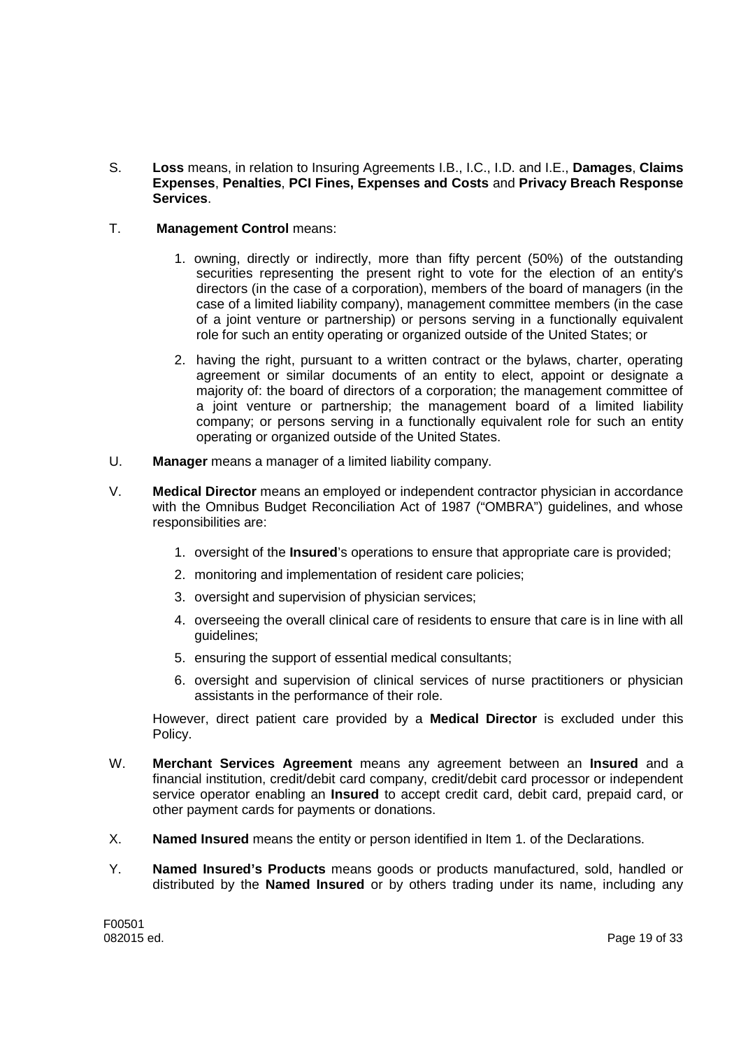S. **Loss** means, in relation to Insuring Agreements I.B., I.C., I.D. and I.E., **Damages**, **Claims Expenses**, **Penalties**, **PCI Fines, Expenses and Costs** and **Privacy Breach Response Services**.

T. **Management Control** means:

1. owning, directly or indirectly, more than fifty percent (50%) of the outstanding securities representing the present right to vote for the election of an entity's directors (in the case of a corporation), members of the board of managers (in the case of a limited liability company), management committee members (in the case of a joint venture or partnership) or persons serving in a functionally equivalent role for such an entity operating or organized outside of the United States; or

2. having the right, pursuant to a written contract or the bylaws, charter, operating agreement or similar documents of an entity to elect, appoint or designate a majority of: the board of directors of a corporation; the management committee of a joint venture or partnership; the management board of a limited liability company; or persons serving in a functionally equivalent role for such an entity operating or organized outside of the United States.

U. **Manager** means a manager of a limited liability company.

V. **Medical Director** means an employed or independent contractor physician in accordance with the Omnibus Budget Reconciliation Act of 1987 ("OMBRA") guidelines, and whose responsibilities are:

1. oversight of the **Insured**'s operations to ensure that appropriate care is provided;
2. monitoring and implementation of resident care policies;
3. oversight and supervision of physician services;
4. overseeing the overall clinical care of residents to ensure that care is in line with all guidelines;
5. ensuring the support of essential medical consultants;
6. oversight and supervision of clinical services of nurse practitioners or physician assistants in the performance of their role.

However, direct patient care provided by a **Medical Director** is excluded under this Policy.

W. **Merchant Services Agreement** means any agreement between an **Insured** and a financial institution, credit/debit card company, credit/debit card processor or independent service operator enabling an **Insured** to accept credit card, debit card, prepaid card, or other payment cards for payments or donations.

X. **Named Insured** means the entity or person identified in Item 1. of the Declarations.

Y. **Named Insured's Products** means goods or products manufactured, sold, handled or distributed by the **Named Insured** or by others trading under its name, including any

F00501
082015 ed.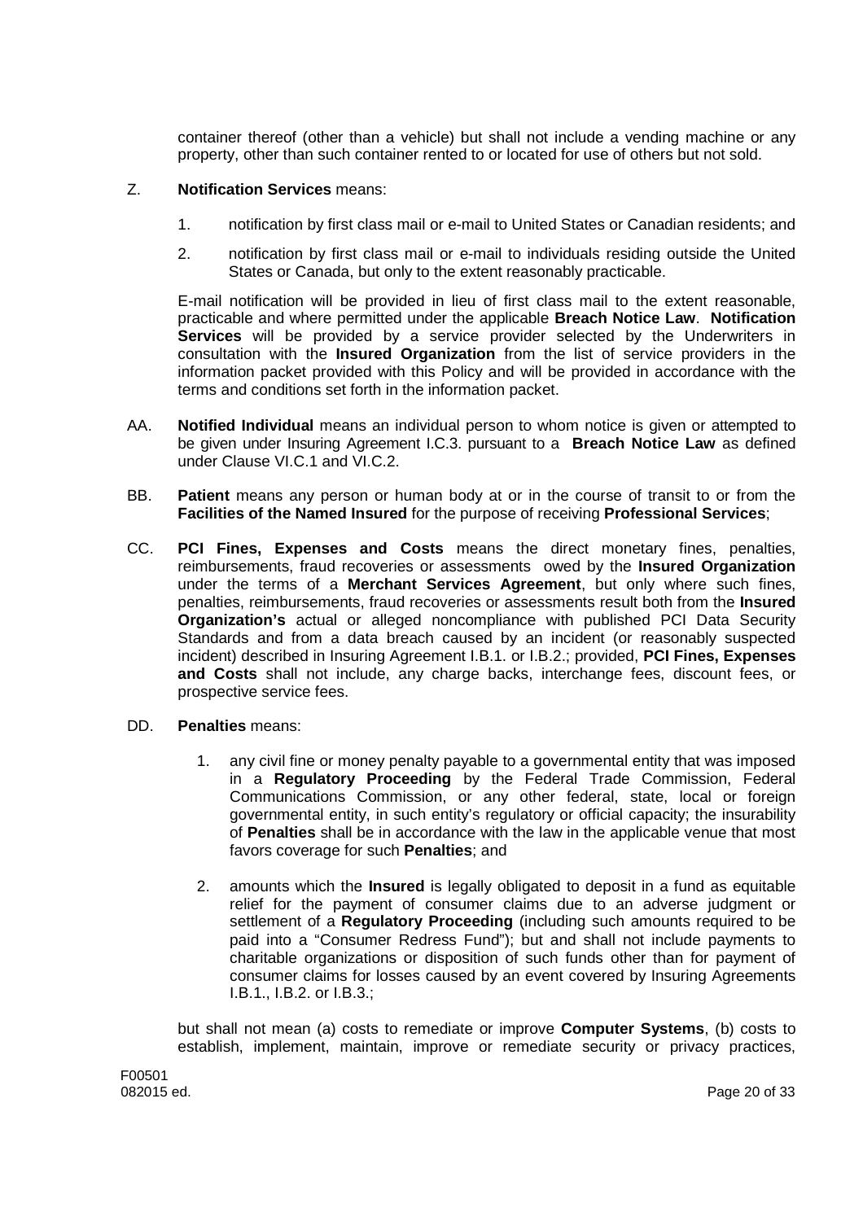container thereof (other than a vehicle) but shall not include a vending machine or any property, other than such container rented to or located for use of others but not sold.

Z. **Notification Services** means:

1. notification by first class mail or e-mail to United States or Canadian residents; and

2. notification by first class mail or e-mail to individuals residing outside the United States or Canada, but only to the extent reasonably practicable.

E-mail notification will be provided in lieu of first class mail to the extent reasonable, practicable and where permitted under the applicable **Breach Notice Law**. **Notification Services** will be provided by a service provider selected by the Underwriters in consultation with the **Insured Organization** from the list of service providers in the information packet provided with this Policy and will be provided in accordance with the terms and conditions set forth in the information packet.

AA. **Notified Individual** means an individual person to whom notice is given or attempted to be given under Insuring Agreement I.C.3. pursuant to a **Breach Notice Law** as defined under Clause VI.C.1 and VI.C.2.

BB. **Patient** means any person or human body at or in the course of transit to or from the **Facilities of the Named Insured** for the purpose of receiving **Professional Services**;

CC. **PCI Fines, Expenses and Costs** means the direct monetary fines, penalties, reimbursements, fraud recoveries or assessments owed by the **Insured Organization** under the terms of a **Merchant Services Agreement**, but only where such fines, penalties, reimbursements, fraud recoveries or assessments result both from the **Insured Organization's** actual or alleged noncompliance with published PCI Data Security Standards and from a data breach caused by an incident (or reasonably suspected incident) described in Insuring Agreement I.B.1. or I.B.2.; provided, **PCI Fines, Expenses and Costs** shall not include, any charge backs, interchange fees, discount fees, or prospective service fees.

DD. **Penalties** means:

1. any civil fine or money penalty payable to a governmental entity that was imposed in a **Regulatory Proceeding** by the Federal Trade Commission, Federal Communications Commission, or any other federal, state, local or foreign governmental entity, in such entity's regulatory or official capacity; the insurability of **Penalties** shall be in accordance with the law in the applicable venue that most favors coverage for such **Penalties**; and

2. amounts which the **Insured** is legally obligated to deposit in a fund as equitable relief for the payment of consumer claims due to an adverse judgment or settlement of a **Regulatory Proceeding** (including such amounts required to be paid into a "Consumer Redress Fund"); but and shall not include payments to charitable organizations or disposition of such funds other than for payment of consumer claims for losses caused by an event covered by Insuring Agreements I.B.1., I.B.2. or I.B.3.;

but shall not mean (a) costs to remediate or improve **Computer Systems**, (b) costs to establish, implement, maintain, improve or remediate security or privacy practices,

F00501
082015 ed.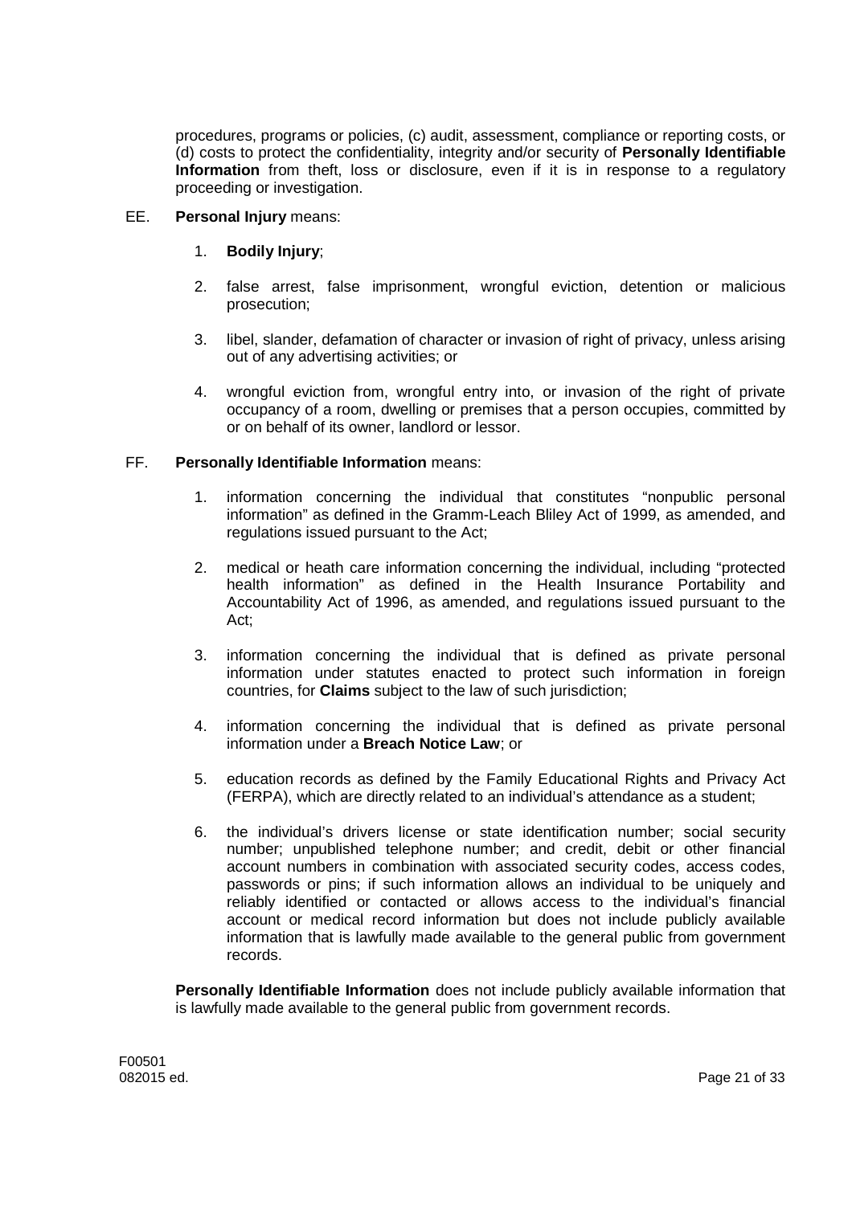procedures, programs or policies, (c) audit, assessment, compliance or reporting costs, or (d) costs to protect the confidentiality, integrity and/or security of **Personally Identifiable Information** from theft, loss or disclosure, even if it is in response to a regulatory proceeding or investigation.

EE. **Personal Injury** means:

1. **Bodily Injury**;

2. false arrest, false imprisonment, wrongful eviction, detention or malicious prosecution;

3. libel, slander, defamation of character or invasion of right of privacy, unless arising out of any advertising activities; or

4. wrongful eviction from, wrongful entry into, or invasion of the right of private occupancy of a room, dwelling or premises that a person occupies, committed by or on behalf of its owner, landlord or lessor.

FF. **Personally Identifiable Information** means:

1. information concerning the individual that constitutes "nonpublic personal information" as defined in the Gramm-Leach Bliley Act of 1999, as amended, and regulations issued pursuant to the Act;

2. medical or heath care information concerning the individual, including "protected health information" as defined in the Health Insurance Portability and Accountability Act of 1996, as amended, and regulations issued pursuant to the Act;

3. information concerning the individual that is defined as private personal information under statutes enacted to protect such information in foreign countries, for **Claims** subject to the law of such jurisdiction;

4. information concerning the individual that is defined as private personal information under a **Breach Notice Law**; or

5. education records as defined by the Family Educational Rights and Privacy Act (FERPA), which are directly related to an individual's attendance as a student;

6. the individual's drivers license or state identification number; social security number; unpublished telephone number; and credit, debit or other financial account numbers in combination with associated security codes, access codes, passwords or pins; if such information allows an individual to be uniquely and reliably identified or contacted or allows access to the individual's financial account or medical record information but does not include publicly available information that is lawfully made available to the general public from government records.

**Personally Identifiable Information** does not include publicly available information that is lawfully made available to the general public from government records.

F00501
082015 ed.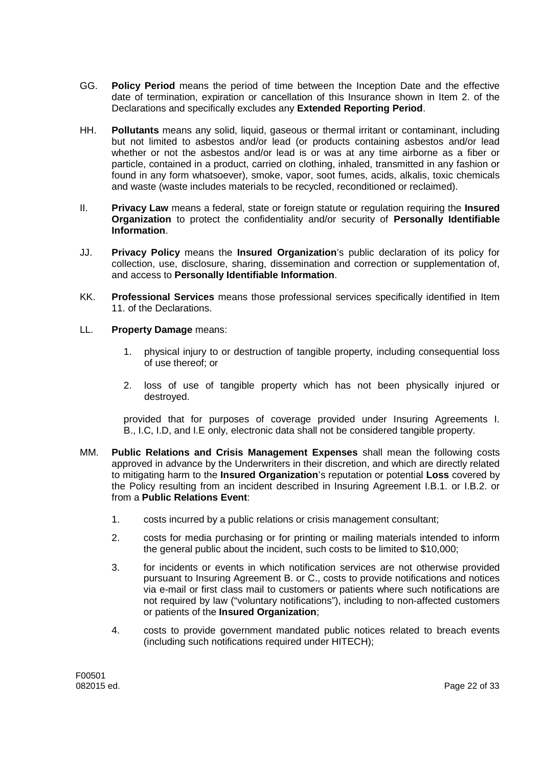GG. **Policy Period** means the period of time between the Inception Date and the effective date of termination, expiration or cancellation of this Insurance shown in Item 2. of the Declarations and specifically excludes any **Extended Reporting Period**.

HH. **Pollutants** means any solid, liquid, gaseous or thermal irritant or contaminant, including but not limited to asbestos and/or lead (or products containing asbestos and/or lead whether or not the asbestos and/or lead is or was at any time airborne as a fiber or particle, contained in a product, carried on clothing, inhaled, transmitted in any fashion or found in any form whatsoever), smoke, vapor, soot fumes, acids, alkalis, toxic chemicals and waste (waste includes materials to be recycled, reconditioned or reclaimed).

II. **Privacy Law** means a federal, state or foreign statute or regulation requiring the **Insured Organization** to protect the confidentiality and/or security of **Personally Identifiable Information**.

JJ. **Privacy Policy** means the **Insured Organization**'s public declaration of its policy for collection, use, disclosure, sharing, dissemination and correction or supplementation of, and access to **Personally Identifiable Information**.

KK. **Professional Services** means those professional services specifically identified in Item 11. of the Declarations.

LL. **Property Damage** means:

1. physical injury to or destruction of tangible property, including consequential loss of use thereof; or

2. loss of use of tangible property which has not been physically injured or destroyed.

provided that for purposes of coverage provided under Insuring Agreements I. B., I.C, I.D, and I.E only, electronic data shall not be considered tangible property.

MM. **Public Relations and Crisis Management Expenses** shall mean the following costs approved in advance by the Underwriters in their discretion, and which are directly related to mitigating harm to the **Insured Organization**'s reputation or potential **Loss** covered by the Policy resulting from an incident described in Insuring Agreement I.B.1. or I.B.2. or from a **Public Relations Event**:

1. costs incurred by a public relations or crisis management consultant;

2. costs for media purchasing or for printing or mailing materials intended to inform the general public about the incident, such costs to be limited to $10,000;

3. for incidents or events in which notification services are not otherwise provided pursuant to Insuring Agreement B. or C., costs to provide notifications and notices via e-mail or first class mail to customers or patients where such notifications are not required by law ("voluntary notifications"), including to non-affected customers or patients of the **Insured Organization**;

4. costs to provide government mandated public notices related to breach events (including such notifications required under HITECH);

F00501
082015 ed.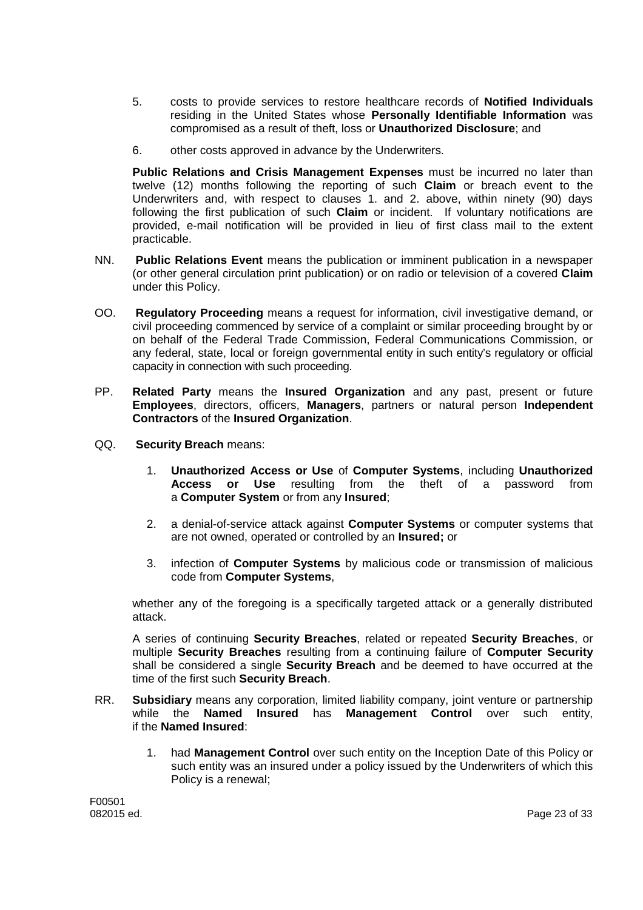5. costs to provide services to restore healthcare records of **Notified Individuals** residing in the United States whose **Personally Identifiable Information** was compromised as a result of theft, loss or **Unauthorized Disclosure**; and

6. other costs approved in advance by the Underwriters.

**Public Relations and Crisis Management Expenses** must be incurred no later than twelve (12) months following the reporting of such **Claim** or breach event to the Underwriters and, with respect to clauses 1. and 2. above, within ninety (90) days following the first publication of such **Claim** or incident. If voluntary notifications are provided, e-mail notification will be provided in lieu of first class mail to the extent practicable.

NN. **Public Relations Event** means the publication or imminent publication in a newspaper (or other general circulation print publication) or on radio or television of a covered **Claim** under this Policy.

OO. **Regulatory Proceeding** means a request for information, civil investigative demand, or civil proceeding commenced by service of a complaint or similar proceeding brought by or on behalf of the Federal Trade Commission, Federal Communications Commission, or any federal, state, local or foreign governmental entity in such entity's regulatory or official capacity in connection with such proceeding.

PP. **Related Party** means the **Insured Organization** and any past, present or future **Employees**, directors, officers, **Managers**, partners or natural person **Independent Contractors** of the **Insured Organization**.

QQ. **Security Breach** means:

1. **Unauthorized Access or Use** of **Computer Systems**, including **Unauthorized Access or Use** resulting from the theft of a password from a **Computer System** or from any **Insured**;

2. a denial-of-service attack against **Computer Systems** or computer systems that are not owned, operated or controlled by an **Insured;** or

3. infection of **Computer Systems** by malicious code or transmission of malicious code from **Computer Systems**,

whether any of the foregoing is a specifically targeted attack or a generally distributed attack.

A series of continuing **Security Breaches**, related or repeated **Security Breaches**, or multiple **Security Breaches** resulting from a continuing failure of **Computer Security** shall be considered a single **Security Breach** and be deemed to have occurred at the time of the first such **Security Breach**.

RR. **Subsidiary** means any corporation, limited liability company, joint venture or partnership while the **Named Insured** has **Management Control** over such entity, if the **Named Insured**:

1. had **Management Control** over such entity on the Inception Date of this Policy or such entity was an insured under a policy issued by the Underwriters of which this Policy is a renewal;

F00501
082015 ed.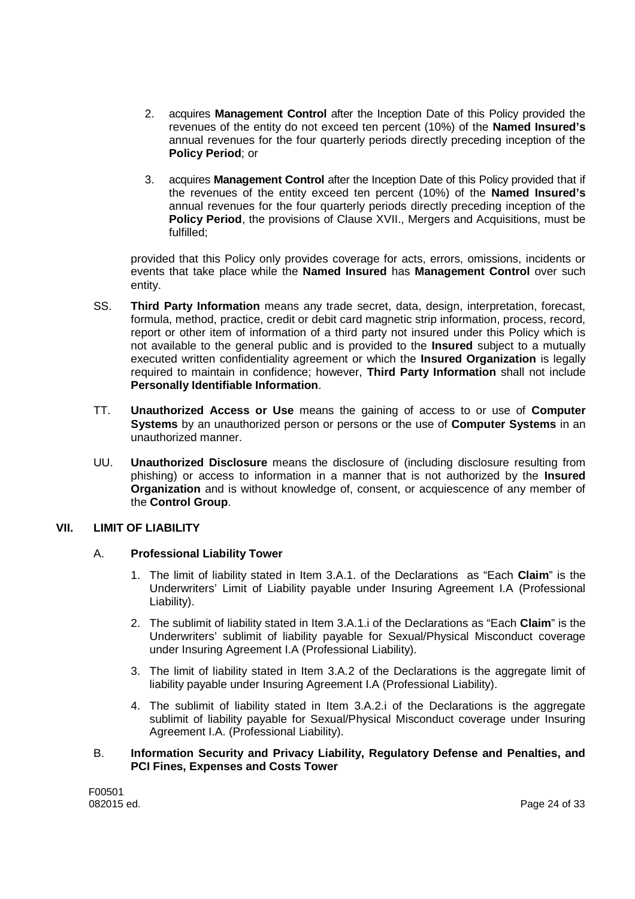2. acquires **Management Control** after the Inception Date of this Policy provided the revenues of the entity do not exceed ten percent (10%) of the **Named Insured's** annual revenues for the four quarterly periods directly preceding inception of the **Policy Period**; or

3. acquires **Management Control** after the Inception Date of this Policy provided that if the revenues of the entity exceed ten percent (10%) of the **Named Insured's** annual revenues for the four quarterly periods directly preceding inception of the **Policy Period**, the provisions of Clause XVII., Mergers and Acquisitions, must be fulfilled;

provided that this Policy only provides coverage for acts, errors, omissions, incidents or events that take place while the **Named Insured** has **Management Control** over such entity.

SS. **Third Party Information** means any trade secret, data, design, interpretation, forecast, formula, method, practice, credit or debit card magnetic strip information, process, record, report or other item of information of a third party not insured under this Policy which is not available to the general public and is provided to the **Insured** subject to a mutually executed written confidentiality agreement or which the **Insured Organization** is legally required to maintain in confidence; however, **Third Party Information** shall not include **Personally Identifiable Information**.

TT. **Unauthorized Access or Use** means the gaining of access to or use of **Computer Systems** by an unauthorized person or persons or the use of **Computer Systems** in an unauthorized manner.

UU. **Unauthorized Disclosure** means the disclosure of (including disclosure resulting from phishing) or access to information in a manner that is not authorized by the **Insured Organization** and is without knowledge of, consent, or acquiescence of any member of the **Control Group**.

## VII. LIMIT OF LIABILITY

### A. Professional Liability Tower

1. The limit of liability stated in Item 3.A.1. of the Declarations as "Each **Claim**" is the Underwriters' Limit of Liability payable under Insuring Agreement I.A (Professional Liability).
2. The sublimit of liability stated in Item 3.A.1.i of the Declarations as "Each **Claim**" is the Underwriters' sublimit of liability payable for Sexual/Physical Misconduct coverage under Insuring Agreement I.A (Professional Liability).
3. The limit of liability stated in Item 3.A.2 of the Declarations is the aggregate limit of liability payable under Insuring Agreement I.A (Professional Liability).
4. The sublimit of liability stated in Item 3.A.2.i of the Declarations is the aggregate sublimit of liability payable for Sexual/Physical Misconduct coverage under Insuring Agreement I.A. (Professional Liability).

### B. Information Security and Privacy Liability, Regulatory Defense and Penalties, and PCI Fines, Expenses and Costs Tower

F00501
082015 ed.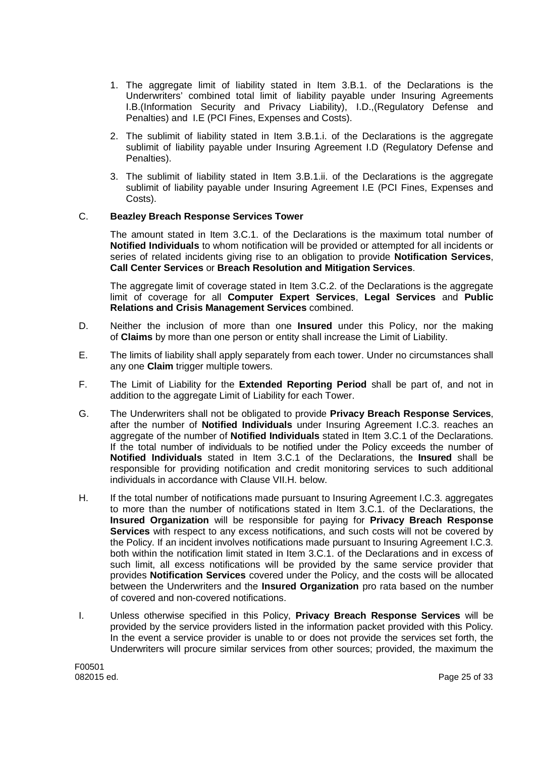1. The aggregate limit of liability stated in Item 3.B.1. of the Declarations is the Underwriters' combined total limit of liability payable under Insuring Agreements I.B.(Information Security and Privacy Liability), I.D.,(Regulatory Defense and Penalties) and I.E (PCI Fines, Expenses and Costs).

2. The sublimit of liability stated in Item 3.B.1.i. of the Declarations is the aggregate sublimit of liability payable under Insuring Agreement I.D (Regulatory Defense and Penalties).

3. The sublimit of liability stated in Item 3.B.1.ii. of the Declarations is the aggregate sublimit of liability payable under Insuring Agreement I.E (PCI Fines, Expenses and Costs).

C. **Beazley Breach Response Services Tower**

The amount stated in Item 3.C.1. of the Declarations is the maximum total number of **Notified Individuals** to whom notification will be provided or attempted for all incidents or series of related incidents giving rise to an obligation to provide **Notification Services**, **Call Center Services** or **Breach Resolution and Mitigation Services**.

The aggregate limit of coverage stated in Item 3.C.2. of the Declarations is the aggregate limit of coverage for all **Computer Expert Services**, **Legal Services** and **Public Relations and Crisis Management Services** combined.

D. Neither the inclusion of more than one **Insured** under this Policy, nor the making of **Claims** by more than one person or entity shall increase the Limit of Liability.

E. The limits of liability shall apply separately from each tower. Under no circumstances shall any one **Claim** trigger multiple towers.

F. The Limit of Liability for the **Extended Reporting Period** shall be part of, and not in addition to the aggregate Limit of Liability for each Tower.

G. The Underwriters shall not be obligated to provide **Privacy Breach Response Services**, after the number of **Notified Individuals** under Insuring Agreement I.C.3. reaches an aggregate of the number of **Notified Individuals** stated in Item 3.C.1 of the Declarations. If the total number of individuals to be notified under the Policy exceeds the number of **Notified Individuals** stated in Item 3.C.1 of the Declarations, the **Insured** shall be responsible for providing notification and credit monitoring services to such additional individuals in accordance with Clause VII.H. below.

H. If the total number of notifications made pursuant to Insuring Agreement I.C.3. aggregates to more than the number of notifications stated in Item 3.C.1. of the Declarations, the **Insured Organization** will be responsible for paying for **Privacy Breach Response Services** with respect to any excess notifications, and such costs will not be covered by the Policy. If an incident involves notifications made pursuant to Insuring Agreement I.C.3. both within the notification limit stated in Item 3.C.1. of the Declarations and in excess of such limit, all excess notifications will be provided by the same service provider that provides **Notification Services** covered under the Policy, and the costs will be allocated between the Underwriters and the **Insured Organization** pro rata based on the number of covered and non-covered notifications.

I. Unless otherwise specified in this Policy, **Privacy Breach Response Services** will be provided by the service providers listed in the information packet provided with this Policy. In the event a service provider is unable to or does not provide the services set forth, the Underwriters will procure similar services from other sources; provided, the maximum the

F00501
082015 ed.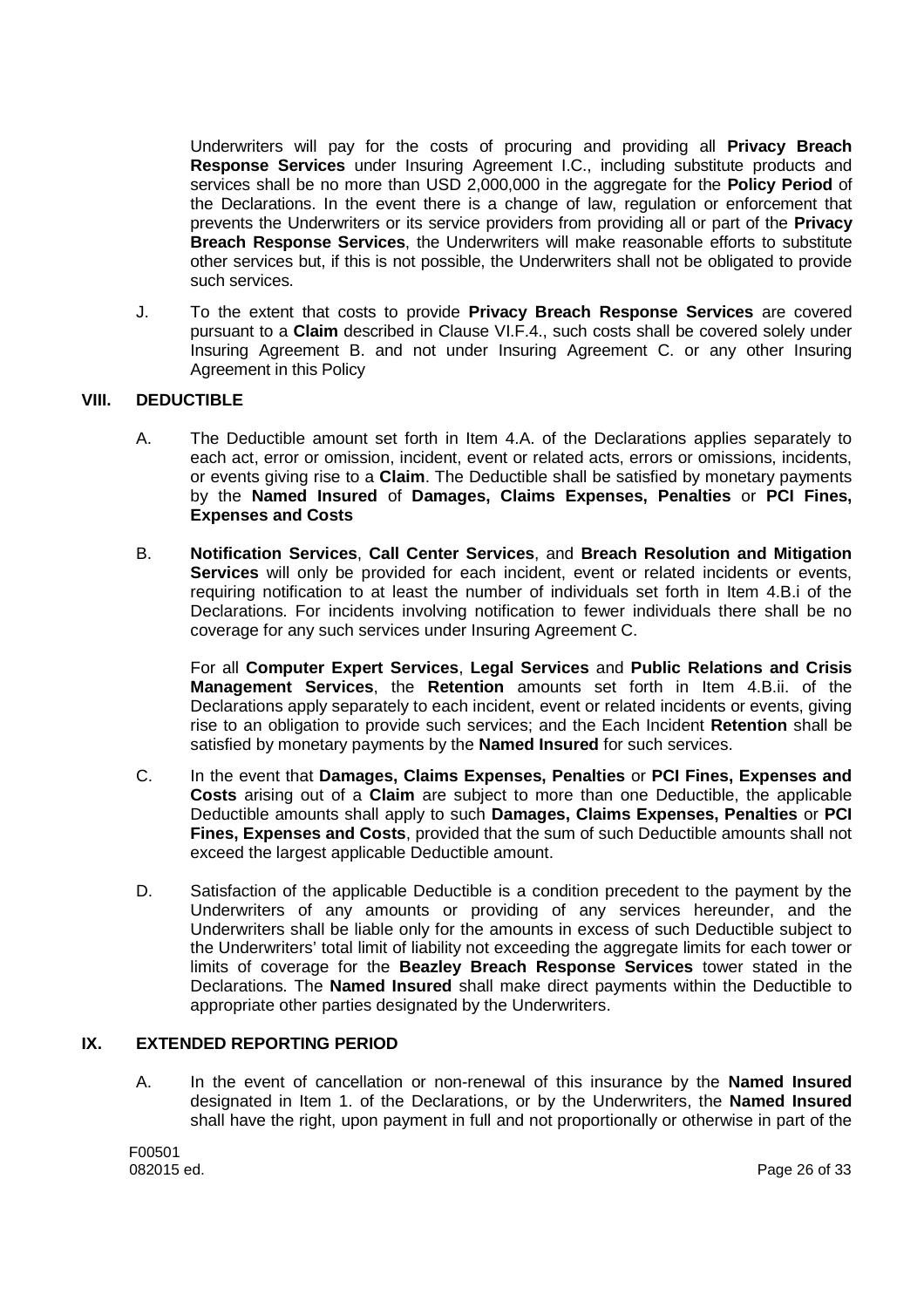Underwriters will pay for the costs of procuring and providing all **Privacy Breach Response Services** under Insuring Agreement I.C., including substitute products and services shall be no more than USD 2,000,000 in the aggregate for the **Policy Period** of the Declarations. In the event there is a change of law, regulation or enforcement that prevents the Underwriters or its service providers from providing all or part of the **Privacy Breach Response Services**, the Underwriters will make reasonable efforts to substitute other services but, if this is not possible, the Underwriters shall not be obligated to provide such services.

J. To the extent that costs to provide **Privacy Breach Response Services** are covered pursuant to a **Claim** described in Clause VI.F.4., such costs shall be covered solely under Insuring Agreement B. and not under Insuring Agreement C. or any other Insuring Agreement in this Policy

## VIII. DEDUCTIBLE

A. The Deductible amount set forth in Item 4.A. of the Declarations applies separately to each act, error or omission, incident, event or related acts, errors or omissions, incidents, or events giving rise to a **Claim**. The Deductible shall be satisfied by monetary payments by the **Named Insured** of **Damages, Claims Expenses, Penalties** or **PCI Fines, Expenses and Costs**

B. **Notification Services**, **Call Center Services**, and **Breach Resolution and Mitigation Services** will only be provided for each incident, event or related incidents or events, requiring notification to at least the number of individuals set forth in Item 4.B.i of the Declarations. For incidents involving notification to fewer individuals there shall be no coverage for any such services under Insuring Agreement C.

For all **Computer Expert Services**, **Legal Services** and **Public Relations and Crisis Management Services**, the **Retention** amounts set forth in Item 4.B.ii. of the Declarations apply separately to each incident, event or related incidents or events, giving rise to an obligation to provide such services; and the Each Incident **Retention** shall be satisfied by monetary payments by the **Named Insured** for such services.

C. In the event that **Damages, Claims Expenses, Penalties** or **PCI Fines, Expenses and Costs** arising out of a **Claim** are subject to more than one Deductible, the applicable Deductible amounts shall apply to such **Damages, Claims Expenses, Penalties** or **PCI Fines, Expenses and Costs**, provided that the sum of such Deductible amounts shall not exceed the largest applicable Deductible amount.

D. Satisfaction of the applicable Deductible is a condition precedent to the payment by the Underwriters of any amounts or providing of any services hereunder, and the Underwriters shall be liable only for the amounts in excess of such Deductible subject to the Underwriters' total limit of liability not exceeding the aggregate limits for each tower or limits of coverage for the **Beazley Breach Response Services** tower stated in the Declarations. The **Named Insured** shall make direct payments within the Deductible to appropriate other parties designated by the Underwriters.

## IX. EXTENDED REPORTING PERIOD

A. In the event of cancellation or non-renewal of this insurance by the **Named Insured** designated in Item 1. of the Declarations, or by the Underwriters, the **Named Insured** shall have the right, upon payment in full and not proportionally or otherwise in part of the

F00501
082015 ed.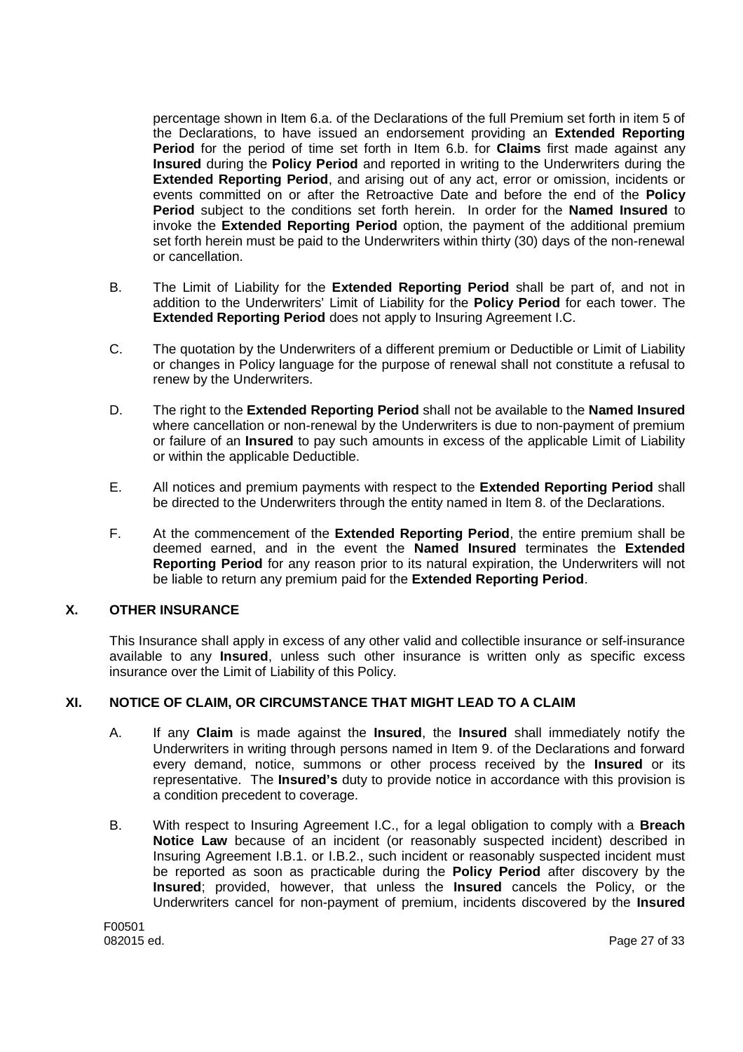percentage shown in Item 6.a. of the Declarations of the full Premium set forth in item 5 of the Declarations, to have issued an endorsement providing an **Extended Reporting Period** for the period of time set forth in Item 6.b. for **Claims** first made against any **Insured** during the **Policy Period** and reported in writing to the Underwriters during the **Extended Reporting Period**, and arising out of any act, error or omission, incidents or events committed on or after the Retroactive Date and before the end of the **Policy Period** subject to the conditions set forth herein. In order for the **Named Insured** to invoke the **Extended Reporting Period** option, the payment of the additional premium set forth herein must be paid to the Underwriters within thirty (30) days of the non-renewal or cancellation.

B. The Limit of Liability for the **Extended Reporting Period** shall be part of, and not in addition to the Underwriters' Limit of Liability for the **Policy Period** for each tower. The **Extended Reporting Period** does not apply to Insuring Agreement I.C.

C. The quotation by the Underwriters of a different premium or Deductible or Limit of Liability or changes in Policy language for the purpose of renewal shall not constitute a refusal to renew by the Underwriters.

D. The right to the **Extended Reporting Period** shall not be available to the **Named Insured** where cancellation or non-renewal by the Underwriters is due to non-payment of premium or failure of an **Insured** to pay such amounts in excess of the applicable Limit of Liability or within the applicable Deductible.

E. All notices and premium payments with respect to the **Extended Reporting Period** shall be directed to the Underwriters through the entity named in Item 8. of the Declarations.

F. At the commencement of the **Extended Reporting Period**, the entire premium shall be deemed earned, and in the event the **Named Insured** terminates the **Extended Reporting Period** for any reason prior to its natural expiration, the Underwriters will not be liable to return any premium paid for the **Extended Reporting Period**.

## X. OTHER INSURANCE

This Insurance shall apply in excess of any other valid and collectible insurance or self-insurance available to any **Insured**, unless such other insurance is written only as specific excess insurance over the Limit of Liability of this Policy.

## XI. NOTICE OF CLAIM, OR CIRCUMSTANCE THAT MIGHT LEAD TO A CLAIM

A. If any **Claim** is made against the **Insured**, the **Insured** shall immediately notify the Underwriters in writing through persons named in Item 9. of the Declarations and forward every demand, notice, summons or other process received by the **Insured** or its representative. The **Insured's** duty to provide notice in accordance with this provision is a condition precedent to coverage.

B. With respect to Insuring Agreement I.C., for a legal obligation to comply with a **Breach Notice Law** because of an incident (or reasonably suspected incident) described in Insuring Agreement I.B.1. or I.B.2., such incident or reasonably suspected incident must be reported as soon as practicable during the **Policy Period** after discovery by the **Insured**; provided, however, that unless the **Insured** cancels the Policy, or the Underwriters cancel for non-payment of premium, incidents discovered by the **Insured**

F00501
082015 ed.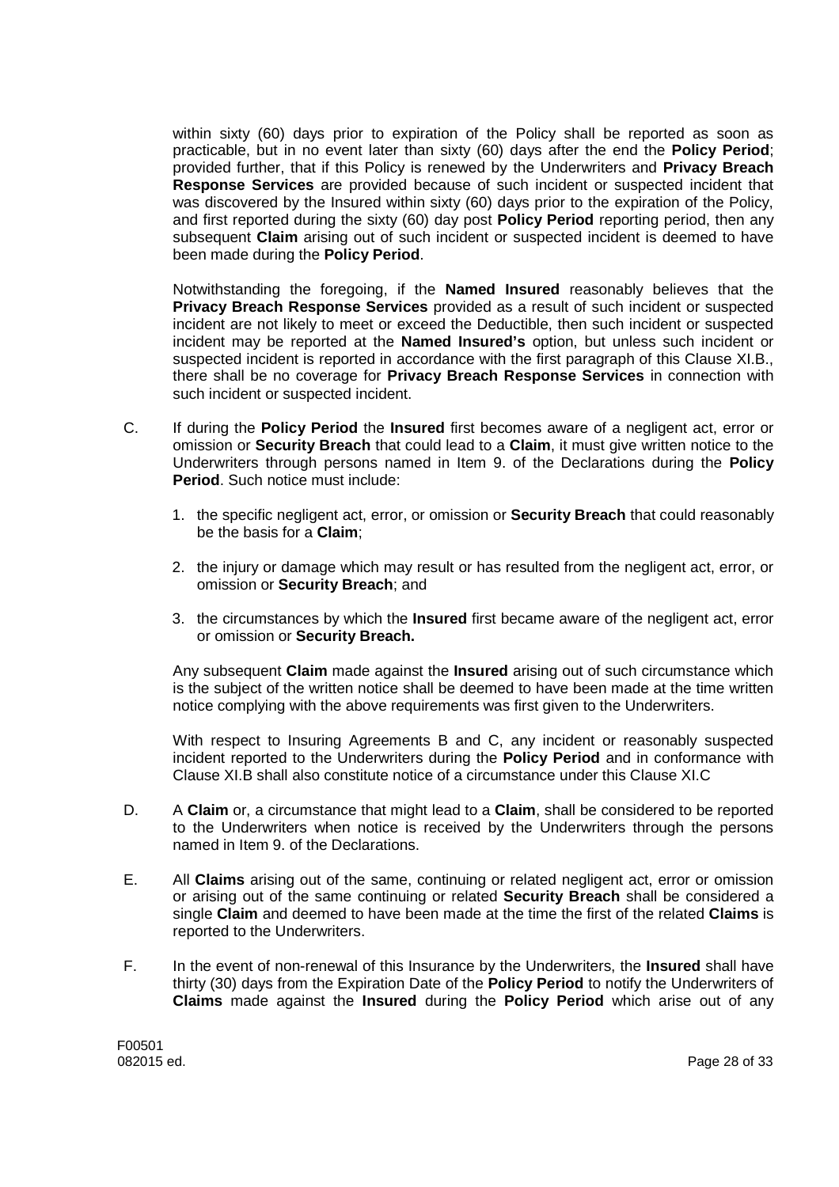within sixty (60) days prior to expiration of the Policy shall be reported as soon as practicable, but in no event later than sixty (60) days after the end the **Policy Period**; provided further, that if this Policy is renewed by the Underwriters and **Privacy Breach Response Services** are provided because of such incident or suspected incident that was discovered by the Insured within sixty (60) days prior to the expiration of the Policy, and first reported during the sixty (60) day post **Policy Period** reporting period, then any subsequent **Claim** arising out of such incident or suspected incident is deemed to have been made during the **Policy Period**.

Notwithstanding the foregoing, if the **Named Insured** reasonably believes that the **Privacy Breach Response Services** provided as a result of such incident or suspected incident are not likely to meet or exceed the Deductible, then such incident or suspected incident may be reported at the **Named Insured's** option, but unless such incident or suspected incident is reported in accordance with the first paragraph of this Clause XI.B., there shall be no coverage for **Privacy Breach Response Services** in connection with such incident or suspected incident.

C. If during the **Policy Period** the **Insured** first becomes aware of a negligent act, error or omission or **Security Breach** that could lead to a **Claim**, it must give written notice to the Underwriters through persons named in Item 9. of the Declarations during the **Policy Period**. Such notice must include:

1. the specific negligent act, error, or omission or **Security Breach** that could reasonably be the basis for a **Claim**;

2. the injury or damage which may result or has resulted from the negligent act, error, or omission or **Security Breach**; and

3. the circumstances by which the **Insured** first became aware of the negligent act, error or omission or **Security Breach.**

Any subsequent **Claim** made against the **Insured** arising out of such circumstance which is the subject of the written notice shall be deemed to have been made at the time written notice complying with the above requirements was first given to the Underwriters.

With respect to Insuring Agreements B and C, any incident or reasonably suspected incident reported to the Underwriters during the **Policy Period** and in conformance with Clause XI.B shall also constitute notice of a circumstance under this Clause XI.C

D. A **Claim** or, a circumstance that might lead to a **Claim**, shall be considered to be reported to the Underwriters when notice is received by the Underwriters through the persons named in Item 9. of the Declarations.

E. All **Claims** arising out of the same, continuing or related negligent act, error or omission or arising out of the same continuing or related **Security Breach** shall be considered a single **Claim** and deemed to have been made at the time the first of the related **Claims** is reported to the Underwriters.

F. In the event of non-renewal of this Insurance by the Underwriters, the **Insured** shall have thirty (30) days from the Expiration Date of the **Policy Period** to notify the Underwriters of **Claims** made against the **Insured** during the **Policy Period** which arise out of any

F00501
082015 ed.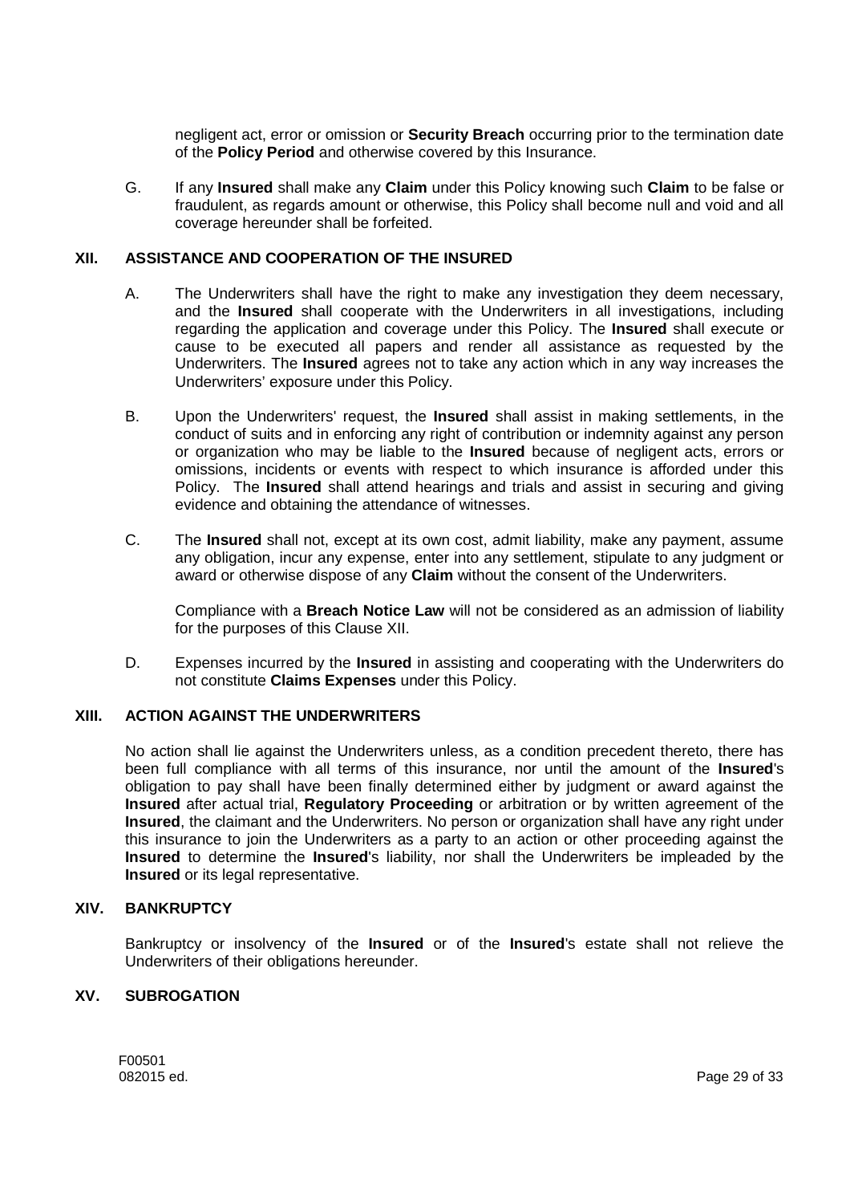negligent act, error or omission or **Security Breach** occurring prior to the termination date of the **Policy Period** and otherwise covered by this Insurance.

G. If any **Insured** shall make any **Claim** under this Policy knowing such **Claim** to be false or fraudulent, as regards amount or otherwise, this Policy shall become null and void and all coverage hereunder shall be forfeited.

## XII. ASSISTANCE AND COOPERATION OF THE INSURED

A. The Underwriters shall have the right to make any investigation they deem necessary, and the **Insured** shall cooperate with the Underwriters in all investigations, including regarding the application and coverage under this Policy. The **Insured** shall execute or cause to be executed all papers and render all assistance as requested by the Underwriters. The **Insured** agrees not to take any action which in any way increases the Underwriters' exposure under this Policy.

B. Upon the Underwriters' request, the **Insured** shall assist in making settlements, in the conduct of suits and in enforcing any right of contribution or indemnity against any person or organization who may be liable to the **Insured** because of negligent acts, errors or omissions, incidents or events with respect to which insurance is afforded under this Policy. The **Insured** shall attend hearings and trials and assist in securing and giving evidence and obtaining the attendance of witnesses.

C. The **Insured** shall not, except at its own cost, admit liability, make any payment, assume any obligation, incur any expense, enter into any settlement, stipulate to any judgment or award or otherwise dispose of any **Claim** without the consent of the Underwriters.

Compliance with a **Breach Notice Law** will not be considered as an admission of liability for the purposes of this Clause XII.

D. Expenses incurred by the **Insured** in assisting and cooperating with the Underwriters do not constitute **Claims Expenses** under this Policy.

## XIII. ACTION AGAINST THE UNDERWRITERS

No action shall lie against the Underwriters unless, as a condition precedent thereto, there has been full compliance with all terms of this insurance, nor until the amount of the **Insured**'s obligation to pay shall have been finally determined either by judgment or award against the **Insured** after actual trial, **Regulatory Proceeding** or arbitration or by written agreement of the **Insured**, the claimant and the Underwriters. No person or organization shall have any right under this insurance to join the Underwriters as a party to an action or other proceeding against the **Insured** to determine the **Insured**'s liability, nor shall the Underwriters be impleaded by the **Insured** or its legal representative.

## XIV. BANKRUPTCY

Bankruptcy or insolvency of the **Insured** or of the **Insured**'s estate shall not relieve the Underwriters of their obligations hereunder.

## XV. SUBROGATION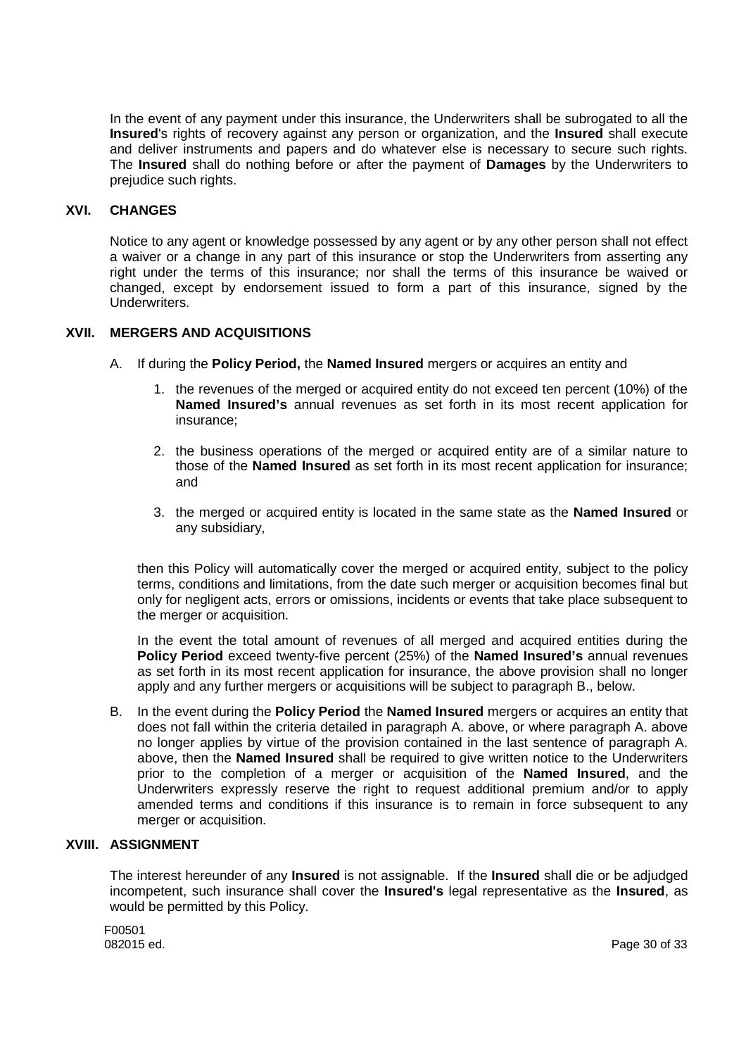In the event of any payment under this insurance, the Underwriters shall be subrogated to all the **Insured**'s rights of recovery against any person or organization, and the **Insured** shall execute and deliver instruments and papers and do whatever else is necessary to secure such rights. The **Insured** shall do nothing before or after the payment of **Damages** by the Underwriters to prejudice such rights.

## XVI. CHANGES

Notice to any agent or knowledge possessed by any agent or by any other person shall not effect a waiver or a change in any part of this insurance or stop the Underwriters from asserting any right under the terms of this insurance; nor shall the terms of this insurance be waived or changed, except by endorsement issued to form a part of this insurance, signed by the Underwriters.

## XVII. MERGERS AND ACQUISITIONS

A. If during the **Policy Period,** the **Named Insured** mergers or acquires an entity and

1. the revenues of the merged or acquired entity do not exceed ten percent (10%) of the **Named Insured's** annual revenues as set forth in its most recent application for insurance;

2. the business operations of the merged or acquired entity are of a similar nature to those of the **Named Insured** as set forth in its most recent application for insurance; and

3. the merged or acquired entity is located in the same state as the **Named Insured** or any subsidiary,

then this Policy will automatically cover the merged or acquired entity, subject to the policy terms, conditions and limitations, from the date such merger or acquisition becomes final but only for negligent acts, errors or omissions, incidents or events that take place subsequent to the merger or acquisition.

In the event the total amount of revenues of all merged and acquired entities during the **Policy Period** exceed twenty-five percent (25%) of the **Named Insured's** annual revenues as set forth in its most recent application for insurance, the above provision shall no longer apply and any further mergers or acquisitions will be subject to paragraph B., below.

B. In the event during the **Policy Period** the **Named Insured** mergers or acquires an entity that does not fall within the criteria detailed in paragraph A. above, or where paragraph A. above no longer applies by virtue of the provision contained in the last sentence of paragraph A. above, then the **Named Insured** shall be required to give written notice to the Underwriters prior to the completion of a merger or acquisition of the **Named Insured**, and the Underwriters expressly reserve the right to request additional premium and/or to apply amended terms and conditions if this insurance is to remain in force subsequent to any merger or acquisition.

## XVIII. ASSIGNMENT

The interest hereunder of any **Insured** is not assignable. If the **Insured** shall die or be adjudged incompetent, such insurance shall cover the **Insured's** legal representative as the **Insured**, as would be permitted by this Policy.

F00501
082015 ed.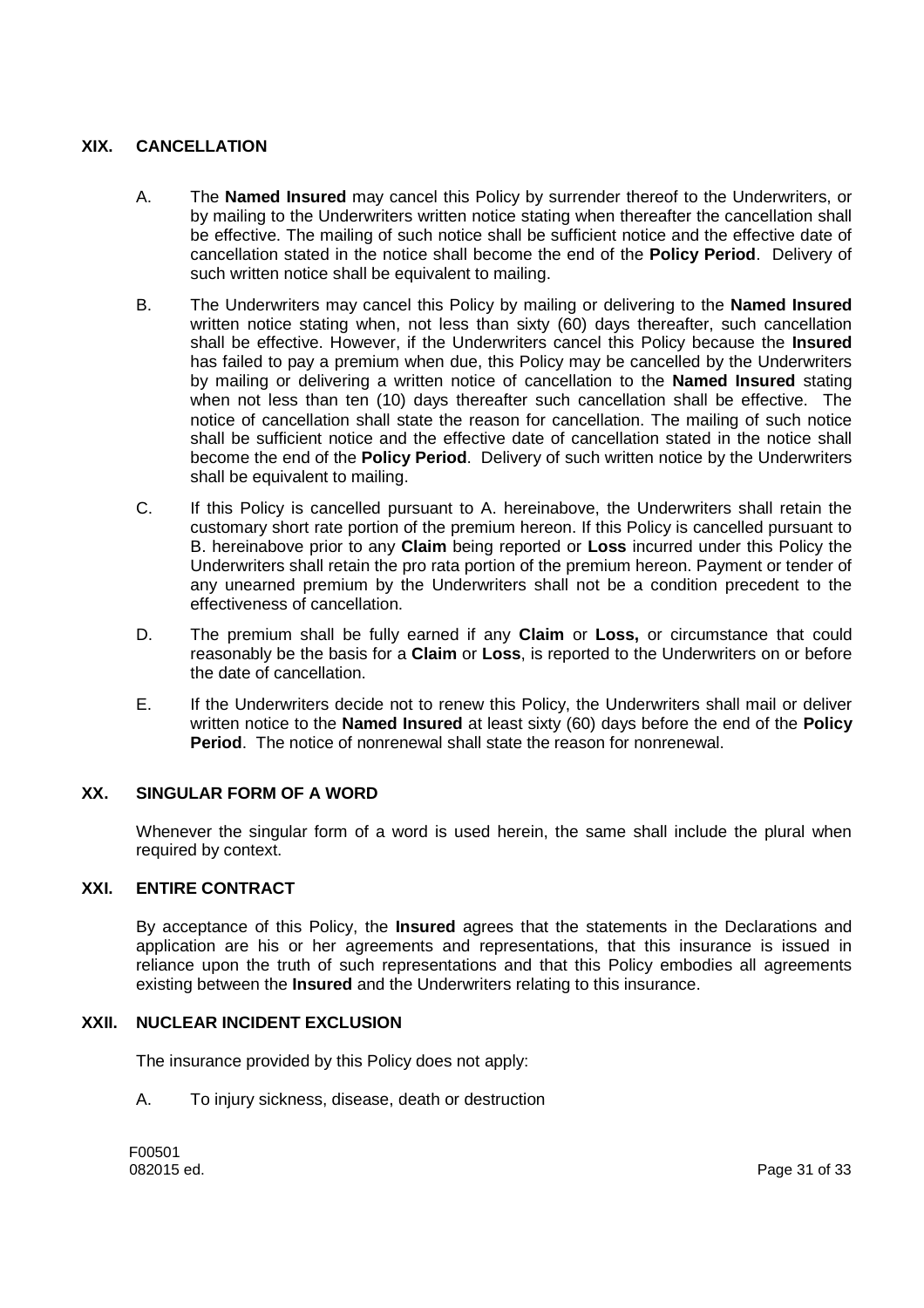## XIX. CANCELLATION

A. The **Named Insured** may cancel this Policy by surrender thereof to the Underwriters, or by mailing to the Underwriters written notice stating when thereafter the cancellation shall be effective. The mailing of such notice shall be sufficient notice and the effective date of cancellation stated in the notice shall become the end of the **Policy Period**. Delivery of such written notice shall be equivalent to mailing.

B. The Underwriters may cancel this Policy by mailing or delivering to the **Named Insured** written notice stating when, not less than sixty (60) days thereafter, such cancellation shall be effective. However, if the Underwriters cancel this Policy because the **Insured** has failed to pay a premium when due, this Policy may be cancelled by the Underwriters by mailing or delivering a written notice of cancellation to the **Named Insured** stating when not less than ten (10) days thereafter such cancellation shall be effective. The notice of cancellation shall state the reason for cancellation. The mailing of such notice shall be sufficient notice and the effective date of cancellation stated in the notice shall become the end of the **Policy Period**. Delivery of such written notice by the Underwriters shall be equivalent to mailing.

C. If this Policy is cancelled pursuant to A. hereinabove, the Underwriters shall retain the customary short rate portion of the premium hereon. If this Policy is cancelled pursuant to B. hereinabove prior to any **Claim** being reported or **Loss** incurred under this Policy the Underwriters shall retain the pro rata portion of the premium hereon. Payment or tender of any unearned premium by the Underwriters shall not be a condition precedent to the effectiveness of cancellation.

D. The premium shall be fully earned if any **Claim** or **Loss,** or circumstance that could reasonably be the basis for a **Claim** or **Loss**, is reported to the Underwriters on or before the date of cancellation.

E. If the Underwriters decide not to renew this Policy, the Underwriters shall mail or deliver written notice to the **Named Insured** at least sixty (60) days before the end of the **Policy Period**. The notice of nonrenewal shall state the reason for nonrenewal.

## XX. SINGULAR FORM OF A WORD

Whenever the singular form of a word is used herein, the same shall include the plural when required by context.

## XXI. ENTIRE CONTRACT

By acceptance of this Policy, the **Insured** agrees that the statements in the Declarations and application are his or her agreements and representations, that this insurance is issued in reliance upon the truth of such representations and that this Policy embodies all agreements existing between the **Insured** and the Underwriters relating to this insurance.

## XXII. NUCLEAR INCIDENT EXCLUSION

The insurance provided by this Policy does not apply:

A. To injury sickness, disease, death or destruction

F00501
082015 ed.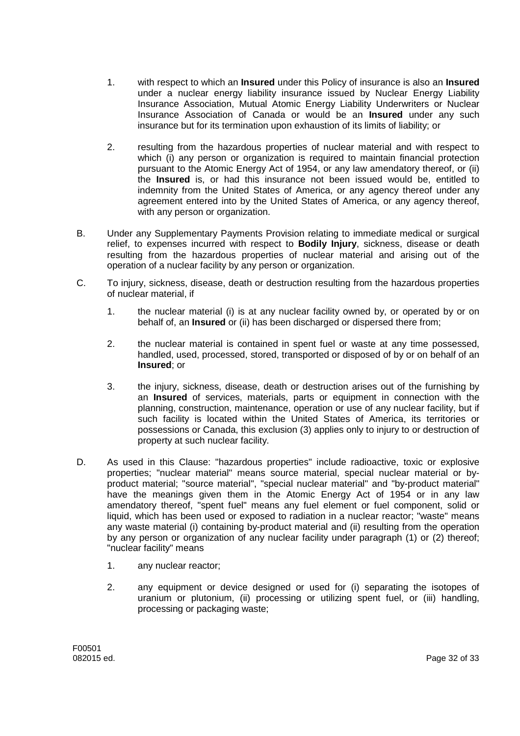1. with respect to which an **Insured** under this Policy of insurance is also an **Insured** under a nuclear energy liability insurance issued by Nuclear Energy Liability Insurance Association, Mutual Atomic Energy Liability Underwriters or Nuclear Insurance Association of Canada or would be an **Insured** under any such insurance but for its termination upon exhaustion of its limits of liability; or

2. resulting from the hazardous properties of nuclear material and with respect to which (i) any person or organization is required to maintain financial protection pursuant to the Atomic Energy Act of 1954, or any law amendatory thereof, or (ii) the **Insured** is, or had this insurance not been issued would be, entitled to indemnity from the United States of America, or any agency thereof under any agreement entered into by the United States of America, or any agency thereof, with any person or organization.

B. Under any Supplementary Payments Provision relating to immediate medical or surgical relief, to expenses incurred with respect to **Bodily Injury**, sickness, disease or death resulting from the hazardous properties of nuclear material and arising out of the operation of a nuclear facility by any person or organization.

C. To injury, sickness, disease, death or destruction resulting from the hazardous properties of nuclear material, if

1. the nuclear material (i) is at any nuclear facility owned by, or operated by or on behalf of, an **Insured** or (ii) has been discharged or dispersed there from;

2. the nuclear material is contained in spent fuel or waste at any time possessed, handled, used, processed, stored, transported or disposed of by or on behalf of an **Insured**; or

3. the injury, sickness, disease, death or destruction arises out of the furnishing by an **Insured** of services, materials, parts or equipment in connection with the planning, construction, maintenance, operation or use of any nuclear facility, but if such facility is located within the United States of America, its territories or possessions or Canada, this exclusion (3) applies only to injury to or destruction of property at such nuclear facility.

D. As used in this Clause: "hazardous properties" include radioactive, toxic or explosive properties; "nuclear material" means source material, special nuclear material or by-product material; "source material", "special nuclear material" and "by-product material" have the meanings given them in the Atomic Energy Act of 1954 or in any law amendatory thereof, "spent fuel" means any fuel element or fuel component, solid or liquid, which has been used or exposed to radiation in a nuclear reactor; "waste" means any waste material (i) containing by-product material and (ii) resulting from the operation by any person or organization of any nuclear facility under paragraph (1) or (2) thereof; "nuclear facility" means

1. any nuclear reactor;

2. any equipment or device designed or used for (i) separating the isotopes of uranium or plutonium, (ii) processing or utilizing spent fuel, or (iii) handling, processing or packaging waste;

F00501
082015 ed.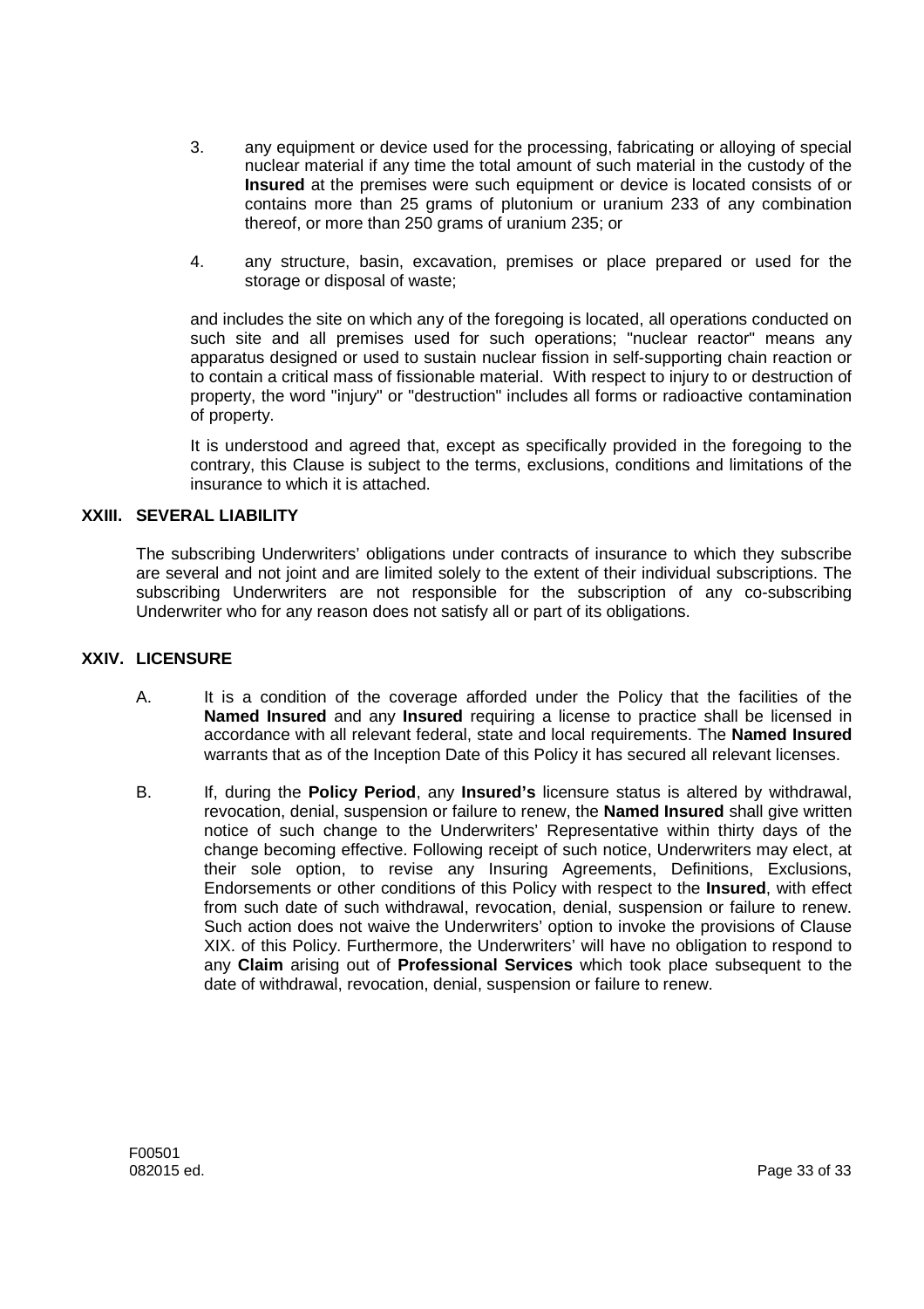3. any equipment or device used for the processing, fabricating or alloying of special nuclear material if any time the total amount of such material in the custody of the **Insured** at the premises were such equipment or device is located consists of or contains more than 25 grams of plutonium or uranium 233 of any combination thereof, or more than 250 grams of uranium 235; or

4. any structure, basin, excavation, premises or place prepared or used for the storage or disposal of waste;

and includes the site on which any of the foregoing is located, all operations conducted on such site and all premises used for such operations; "nuclear reactor" means any apparatus designed or used to sustain nuclear fission in self-supporting chain reaction or to contain a critical mass of fissionable material. With respect to injury to or destruction of property, the word "injury" or "destruction" includes all forms or radioactive contamination of property.

It is understood and agreed that, except as specifically provided in the foregoing to the contrary, this Clause is subject to the terms, exclusions, conditions and limitations of the insurance to which it is attached.

## XXIII. SEVERAL LIABILITY

The subscribing Underwriters' obligations under contracts of insurance to which they subscribe are several and not joint and are limited solely to the extent of their individual subscriptions. The subscribing Underwriters are not responsible for the subscription of any co-subscribing Underwriter who for any reason does not satisfy all or part of its obligations.

## XXIV. LICENSURE

A. It is a condition of the coverage afforded under the Policy that the facilities of the **Named Insured** and any **Insured** requiring a license to practice shall be licensed in accordance with all relevant federal, state and local requirements. The **Named Insured** warrants that as of the Inception Date of this Policy it has secured all relevant licenses.

B. If, during the **Policy Period**, any **Insured's** licensure status is altered by withdrawal, revocation, denial, suspension or failure to renew, the **Named Insured** shall give written notice of such change to the Underwriters' Representative within thirty days of the change becoming effective. Following receipt of such notice, Underwriters may elect, at their sole option, to revise any Insuring Agreements, Definitions, Exclusions, Endorsements or other conditions of this Policy with respect to the **Insured**, with effect from such date of such withdrawal, revocation, denial, suspension or failure to renew. Such action does not waive the Underwriters' option to invoke the provisions of Clause XIX. of this Policy. Furthermore, the Underwriters' will have no obligation to respond to any **Claim** arising out of **Professional Services** which took place subsequent to the date of withdrawal, revocation, denial, suspension or failure to renew.

F00501
082015 ed.